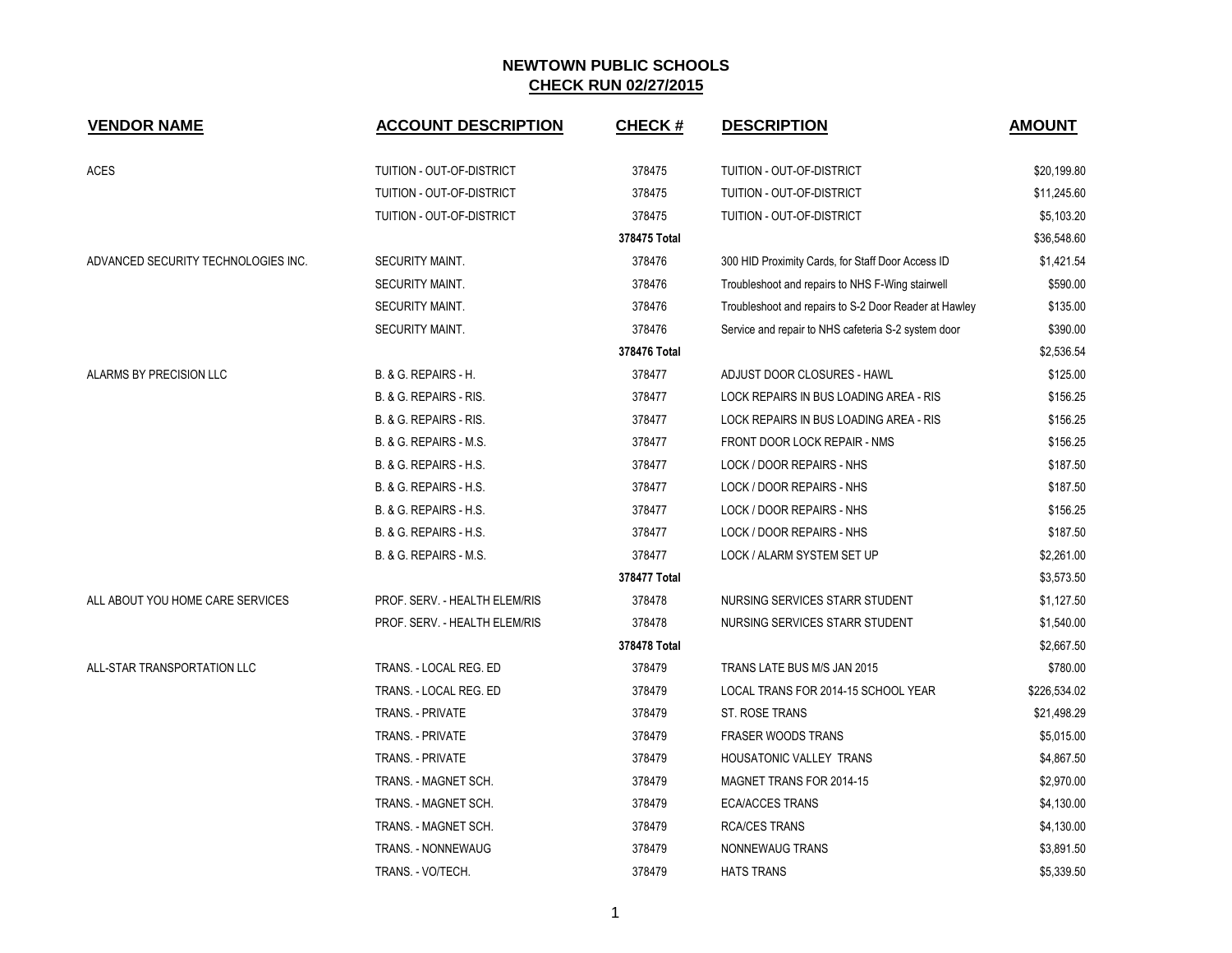# NEWTOWN PUBLIC SCHOOLS

## CHECK RUN 02/27/2015

| VENDOR NAME | ACCOUNT DESCRIPTION | CHECK # | DESCRIPTION | AMOUNT |
|---|---|---|---|---|
| ACES | TUITION - OUT-OF-DISTRICT | 378475 | TUITION - OUT-OF-DISTRICT | $20,199.80 |
| | TUITION - OUT-OF-DISTRICT | 378475 | TUITION - OUT-OF-DISTRICT | $11,245.60 |
| | TUITION - OUT-OF-DISTRICT | 378475 | TUITION - OUT-OF-DISTRICT | $5,103.20 |
| | | **378475 Total** | | $36,548.60 |
| ADVANCED SECURITY TECHNOLOGIES INC. | SECURITY MAINT. | 378476 | 300 HID Proximity Cards, for Staff Door Access ID | $1,421.54 |
| | SECURITY MAINT. | 378476 | Troubleshoot and repairs to NHS F-Wing stairwell | $590.00 |
| | SECURITY MAINT. | 378476 | Troubleshoot and repairs to S-2 Door Reader at Hawley | $135.00 |
| | SECURITY MAINT. | 378476 | Service and repair to NHS cafeteria S-2 system door | $390.00 |
| | | **378476 Total** | | $2,536.54 |
| ALARMS BY PRECISION LLC | B. & G. REPAIRS - H. | 378477 | ADJUST DOOR CLOSURES - HAWL | $125.00 |
| | B. & G. REPAIRS - RIS. | 378477 | LOCK REPAIRS IN BUS LOADING AREA - RIS | $156.25 |
| | B. & G. REPAIRS - RIS. | 378477 | LOCK REPAIRS IN BUS LOADING AREA - RIS | $156.25 |
| | B. & G. REPAIRS - M.S. | 378477 | FRONT DOOR LOCK REPAIR - NMS | $156.25 |
| | B. & G. REPAIRS - H.S. | 378477 | LOCK / DOOR REPAIRS - NHS | $187.50 |
| | B. & G. REPAIRS - H.S. | 378477 | LOCK / DOOR REPAIRS - NHS | $187.50 |
| | B. & G. REPAIRS - H.S. | 378477 | LOCK / DOOR REPAIRS - NHS | $156.25 |
| | B. & G. REPAIRS - H.S. | 378477 | LOCK / DOOR REPAIRS - NHS | $187.50 |
| | B. & G. REPAIRS - M.S. | 378477 | LOCK / ALARM SYSTEM SET UP | $2,261.00 |
| | | **378477 Total** | | $3,573.50 |
| ALL ABOUT YOU HOME CARE SERVICES | PROF. SERV. - HEALTH ELEM/RIS | 378478 | NURSING SERVICES STARR STUDENT | $1,127.50 |
| | PROF. SERV. - HEALTH ELEM/RIS | 378478 | NURSING SERVICES STARR STUDENT | $1,540.00 |
| | | **378478 Total** | | $2,667.50 |
| ALL-STAR TRANSPORTATION LLC | TRANS. - LOCAL REG. ED | 378479 | TRANS LATE BUS M/S JAN 2015 | $780.00 |
| | TRANS. - LOCAL REG. ED | 378479 | LOCAL TRANS FOR 2014-15 SCHOOL YEAR | $226,534.02 |
| | TRANS. - PRIVATE | 378479 | ST. ROSE TRANS | $21,498.29 |
| | TRANS. - PRIVATE | 378479 | FRASER WOODS TRANS | $5,015.00 |
| | TRANS. - PRIVATE | 378479 | HOUSATONIC VALLEY TRANS | $4,867.50 |
| | TRANS. - MAGNET SCH. | 378479 | MAGNET TRANS FOR 2014-15 | $2,970.00 |
| | TRANS. - MAGNET SCH. | 378479 | ECA/ACCES TRANS | $4,130.00 |
| | TRANS. - MAGNET SCH. | 378479 | RCA/CES TRANS | $4,130.00 |
| | TRANS. - NONNEWAUG | 378479 | NONNEWAUG TRANS | $3,891.50 |
| | TRANS. - VO/TECH. | 378479 | HATS TRANS | $5,339.50 |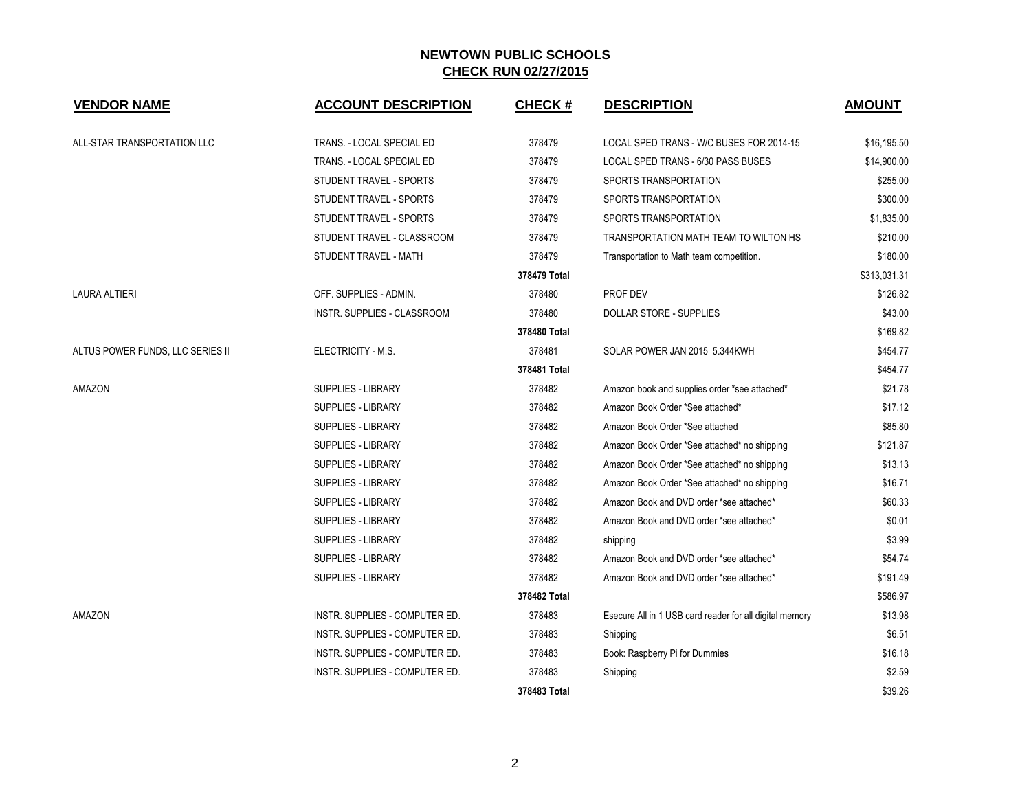# NEWTOWN PUBLIC SCHOOLS
## CHECK RUN 02/27/2015

| VENDOR NAME | ACCOUNT DESCRIPTION | CHECK # | DESCRIPTION | AMOUNT |
|---|---|---|---|---|
| ALL-STAR TRANSPORTATION LLC | TRANS. - LOCAL SPECIAL ED | 378479 | LOCAL SPED TRANS - W/C BUSES FOR 2014-15 | $16,195.50 |
| | TRANS. - LOCAL SPECIAL ED | 378479 | LOCAL SPED TRANS - 6/30 PASS BUSES | $14,900.00 |
| | STUDENT TRAVEL - SPORTS | 378479 | SPORTS TRANSPORTATION | $255.00 |
| | STUDENT TRAVEL - SPORTS | 378479 | SPORTS TRANSPORTATION | $300.00 |
| | STUDENT TRAVEL - SPORTS | 378479 | SPORTS TRANSPORTATION | $1,835.00 |
| | STUDENT TRAVEL - CLASSROOM | 378479 | TRANSPORTATION MATH TEAM TO WILTON HS | $210.00 |
| | STUDENT TRAVEL - MATH | 378479 | Transportation to Math team competition. | $180.00 |
| | | **378479 Total** | | $313,031.31 |
| LAURA ALTIERI | OFF. SUPPLIES - ADMIN. | 378480 | PROF DEV | $126.82 |
| | INSTR. SUPPLIES - CLASSROOM | 378480 | DOLLAR STORE - SUPPLIES | $43.00 |
| | | **378480 Total** | | $169.82 |
| ALTUS POWER FUNDS, LLC SERIES II | ELECTRICITY - M.S. | 378481 | SOLAR POWER JAN 2015 5.344KWH | $454.77 |
| | | **378481 Total** | | $454.77 |
| AMAZON | SUPPLIES - LIBRARY | 378482 | Amazon book and supplies order *see attached* | $21.78 |
| | SUPPLIES - LIBRARY | 378482 | Amazon Book Order *See attached* | $17.12 |
| | SUPPLIES - LIBRARY | 378482 | Amazon Book Order *See attached | $85.80 |
| | SUPPLIES - LIBRARY | 378482 | Amazon Book Order *See attached* no shipping | $121.87 |
| | SUPPLIES - LIBRARY | 378482 | Amazon Book Order *See attached* no shipping | $13.13 |
| | SUPPLIES - LIBRARY | 378482 | Amazon Book Order *See attached* no shipping | $16.71 |
| | SUPPLIES - LIBRARY | 378482 | Amazon Book and DVD order *see attached* | $60.33 |
| | SUPPLIES - LIBRARY | 378482 | Amazon Book and DVD order *see attached* | $0.01 |
| | SUPPLIES - LIBRARY | 378482 | shipping | $3.99 |
| | SUPPLIES - LIBRARY | 378482 | Amazon Book and DVD order *see attached* | $54.74 |
| | SUPPLIES - LIBRARY | 378482 | Amazon Book and DVD order *see attached* | $191.49 |
| | | **378482 Total** | | $586.97 |
| AMAZON | INSTR. SUPPLIES - COMPUTER ED. | 378483 | Esecure All in 1 USB card reader for all digital memory | $13.98 |
| | INSTR. SUPPLIES - COMPUTER ED. | 378483 | Shipping | $6.51 |
| | INSTR. SUPPLIES - COMPUTER ED. | 378483 | Book: Raspberry Pi for Dummies | $16.18 |
| | INSTR. SUPPLIES - COMPUTER ED. | 378483 | Shipping | $2.59 |
| | | **378483 Total** | | $39.26 |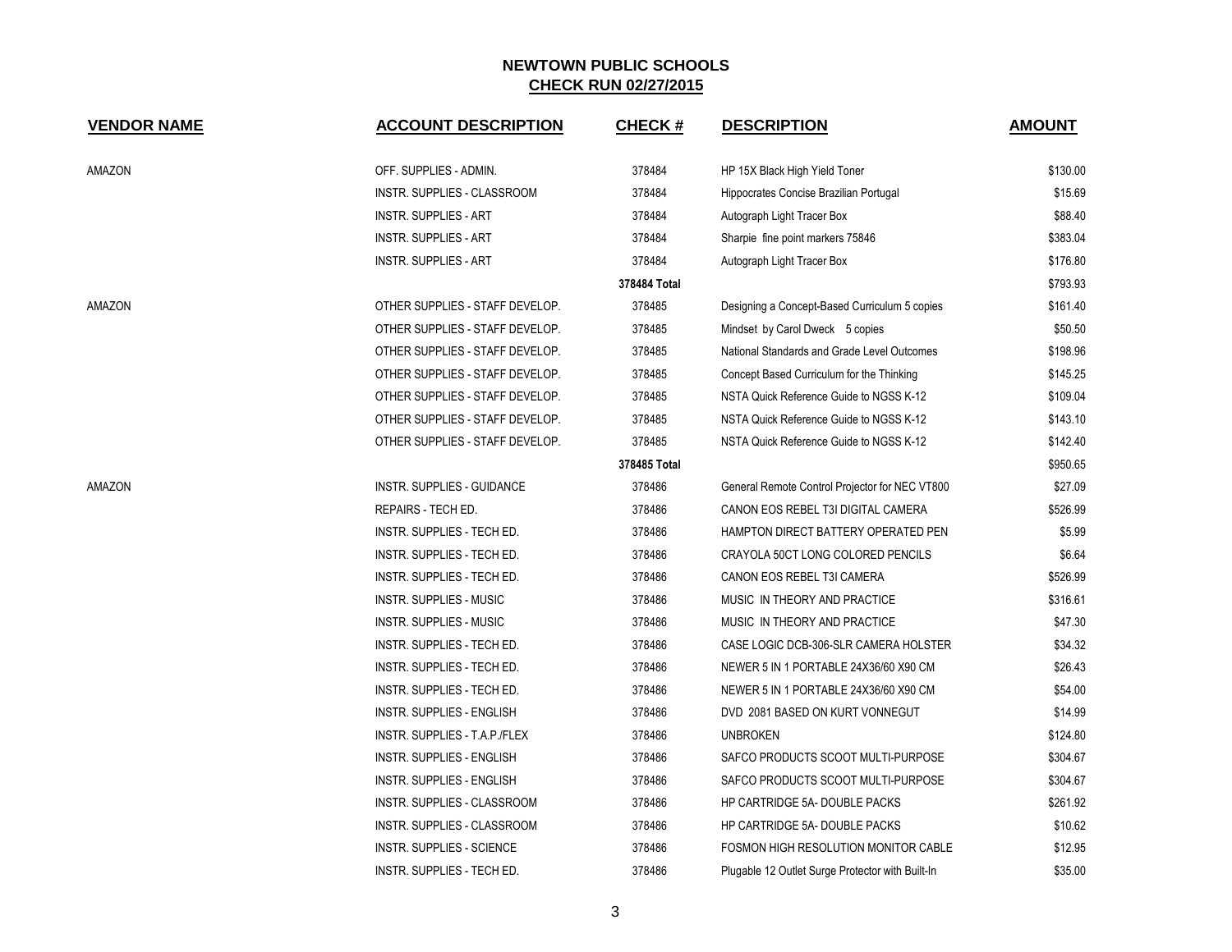# NEWTOWN PUBLIC SCHOOLS

## CHECK RUN 02/27/2015

| VENDOR NAME | ACCOUNT DESCRIPTION | CHECK # | DESCRIPTION | AMOUNT |
|---|---|---|---|---|
| AMAZON | OFF. SUPPLIES - ADMIN. | 378484 | HP 15X Black High Yield Toner | $130.00 |
| | INSTR. SUPPLIES - CLASSROOM | 378484 | Hippocrates Concise Brazilian Portugal | $15.69 |
| | INSTR. SUPPLIES - ART | 378484 | Autograph Light Tracer Box | $88.40 |
| | INSTR. SUPPLIES - ART | 378484 | Sharpie fine point markers 75846 | $383.04 |
| | INSTR. SUPPLIES - ART | 378484 | Autograph Light Tracer Box | $176.80 |
| | | **378484 Total** | | $793.93 |
| AMAZON | OTHER SUPPLIES - STAFF DEVELOP. | 378485 | Designing a Concept-Based Curriculum 5 copies | $161.40 |
| | OTHER SUPPLIES - STAFF DEVELOP. | 378485 | Mindset by Carol Dweck 5 copies | $50.50 |
| | OTHER SUPPLIES - STAFF DEVELOP. | 378485 | National Standards and Grade Level Outcomes | $198.96 |
| | OTHER SUPPLIES - STAFF DEVELOP. | 378485 | Concept Based Curriculum for the Thinking | $145.25 |
| | OTHER SUPPLIES - STAFF DEVELOP. | 378485 | NSTA Quick Reference Guide to NGSS K-12 | $109.04 |
| | OTHER SUPPLIES - STAFF DEVELOP. | 378485 | NSTA Quick Reference Guide to NGSS K-12 | $143.10 |
| | OTHER SUPPLIES - STAFF DEVELOP. | 378485 | NSTA Quick Reference Guide to NGSS K-12 | $142.40 |
| | | **378485 Total** | | $950.65 |
| AMAZON | INSTR. SUPPLIES - GUIDANCE | 378486 | General Remote Control Projector for NEC VT800 | $27.09 |
| | REPAIRS - TECH ED. | 378486 | CANON EOS REBEL T3I DIGITAL CAMERA | $526.99 |
| | INSTR. SUPPLIES - TECH ED. | 378486 | HAMPTON DIRECT BATTERY OPERATED PEN | $5.99 |
| | INSTR. SUPPLIES - TECH ED. | 378486 | CRAYOLA 50CT LONG COLORED PENCILS | $6.64 |
| | INSTR. SUPPLIES - TECH ED. | 378486 | CANON EOS REBEL T3I CAMERA | $526.99 |
| | INSTR. SUPPLIES - MUSIC | 378486 | MUSIC IN THEORY AND PRACTICE | $316.61 |
| | INSTR. SUPPLIES - MUSIC | 378486 | MUSIC IN THEORY AND PRACTICE | $47.30 |
| | INSTR. SUPPLIES - TECH ED. | 378486 | CASE LOGIC DCB-306-SLR CAMERA HOLSTER | $34.32 |
| | INSTR. SUPPLIES - TECH ED. | 378486 | NEWER 5 IN 1 PORTABLE 24X36/60 X90 CM | $26.43 |
| | INSTR. SUPPLIES - TECH ED. | 378486 | NEWER 5 IN 1 PORTABLE 24X36/60 X90 CM | $54.00 |
| | INSTR. SUPPLIES - ENGLISH | 378486 | DVD 2081 BASED ON KURT VONNEGUT | $14.99 |
| | INSTR. SUPPLIES - T.A.P./FLEX | 378486 | UNBROKEN | $124.80 |
| | INSTR. SUPPLIES - ENGLISH | 378486 | SAFCO PRODUCTS SCOOT MULTI-PURPOSE | $304.67 |
| | INSTR. SUPPLIES - ENGLISH | 378486 | SAFCO PRODUCTS SCOOT MULTI-PURPOSE | $304.67 |
| | INSTR. SUPPLIES - CLASSROOM | 378486 | HP CARTRIDGE 5A- DOUBLE PACKS | $261.92 |
| | INSTR. SUPPLIES - CLASSROOM | 378486 | HP CARTRIDGE 5A- DOUBLE PACKS | $10.62 |
| | INSTR. SUPPLIES - SCIENCE | 378486 | FOSMON HIGH RESOLUTION MONITOR CABLE | $12.95 |
| | INSTR. SUPPLIES - TECH ED. | 378486 | Plugable 12 Outlet Surge Protector with Built-In | $35.00 |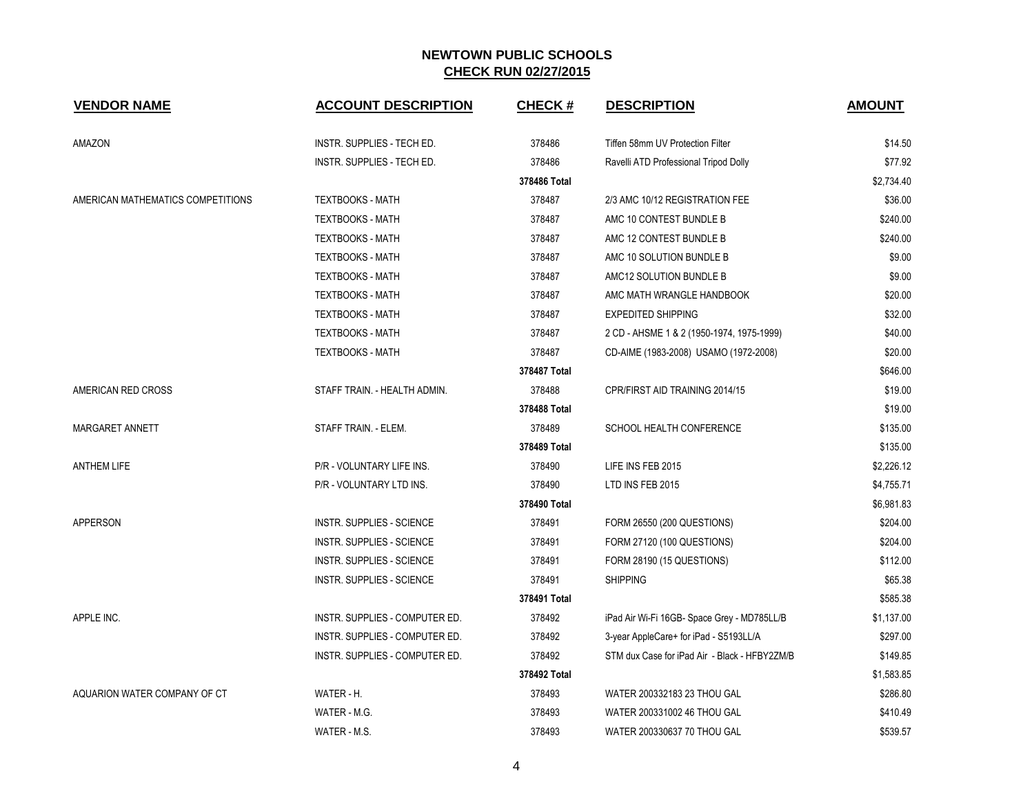# NEWTOWN PUBLIC SCHOOLS

## CHECK RUN 02/27/2015

| VENDOR NAME | ACCOUNT DESCRIPTION | CHECK # | DESCRIPTION | AMOUNT |
|---|---|---|---|---|
| AMAZON | INSTR. SUPPLIES - TECH ED. | 378486 | Tiffen 58mm UV Protection Filter | $14.50 |
| | INSTR. SUPPLIES - TECH ED. | 378486 | Ravelli ATD Professional Tripod Dolly | $77.92 |
| | | 378486 Total | | $2,734.40 |
| AMERICAN MATHEMATICS COMPETITIONS | TEXTBOOKS - MATH | 378487 | 2/3 AMC 10/12 REGISTRATION FEE | $36.00 |
| | TEXTBOOKS - MATH | 378487 | AMC 10 CONTEST BUNDLE B | $240.00 |
| | TEXTBOOKS - MATH | 378487 | AMC 12 CONTEST BUNDLE B | $240.00 |
| | TEXTBOOKS - MATH | 378487 | AMC 10 SOLUTION BUNDLE B | $9.00 |
| | TEXTBOOKS - MATH | 378487 | AMC12 SOLUTION BUNDLE B | $9.00 |
| | TEXTBOOKS - MATH | 378487 | AMC MATH WRANGLE HANDBOOK | $20.00 |
| | TEXTBOOKS - MATH | 378487 | EXPEDITED SHIPPING | $32.00 |
| | TEXTBOOKS - MATH | 378487 | 2 CD - AHSME 1 & 2 (1950-1974, 1975-1999) | $40.00 |
| | TEXTBOOKS - MATH | 378487 | CD-AIME (1983-2008) USAMO (1972-2008) | $20.00 |
| | | 378487 Total | | $646.00 |
| AMERICAN RED CROSS | STAFF TRAIN. - HEALTH ADMIN. | 378488 | CPR/FIRST AID TRAINING 2014/15 | $19.00 |
| | | 378488 Total | | $19.00 |
| MARGARET ANNETT | STAFF TRAIN. - ELEM. | 378489 | SCHOOL HEALTH CONFERENCE | $135.00 |
| | | 378489 Total | | $135.00 |
| ANTHEM LIFE | P/R - VOLUNTARY LIFE INS. | 378490 | LIFE INS FEB 2015 | $2,226.12 |
| | P/R - VOLUNTARY LTD INS. | 378490 | LTD INS FEB 2015 | $4,755.71 |
| | | 378490 Total | | $6,981.83 |
| APPERSON | INSTR. SUPPLIES - SCIENCE | 378491 | FORM 26550 (200 QUESTIONS) | $204.00 |
| | INSTR. SUPPLIES - SCIENCE | 378491 | FORM 27120 (100 QUESTIONS) | $204.00 |
| | INSTR. SUPPLIES - SCIENCE | 378491 | FORM 28190 (15 QUESTIONS) | $112.00 |
| | INSTR. SUPPLIES - SCIENCE | 378491 | SHIPPING | $65.38 |
| | | 378491 Total | | $585.38 |
| APPLE INC. | INSTR. SUPPLIES - COMPUTER ED. | 378492 | iPad Air Wi-Fi 16GB- Space Grey - MD785LL/B | $1,137.00 |
| | INSTR. SUPPLIES - COMPUTER ED. | 378492 | 3-year AppleCare+ for iPad - S5193LL/A | $297.00 |
| | INSTR. SUPPLIES - COMPUTER ED. | 378492 | STM dux Case for iPad Air - Black - HFBY2ZM/B | $149.85 |
| | | 378492 Total | | $1,583.85 |
| AQUARION WATER COMPANY OF CT | WATER - H. | 378493 | WATER 200332183 23 THOU GAL | $286.80 |
| | WATER - M.G. | 378493 | WATER 200331002 46 THOU GAL | $410.49 |
| | WATER - M.S. | 378493 | WATER 200330637 70 THOU GAL | $539.57 |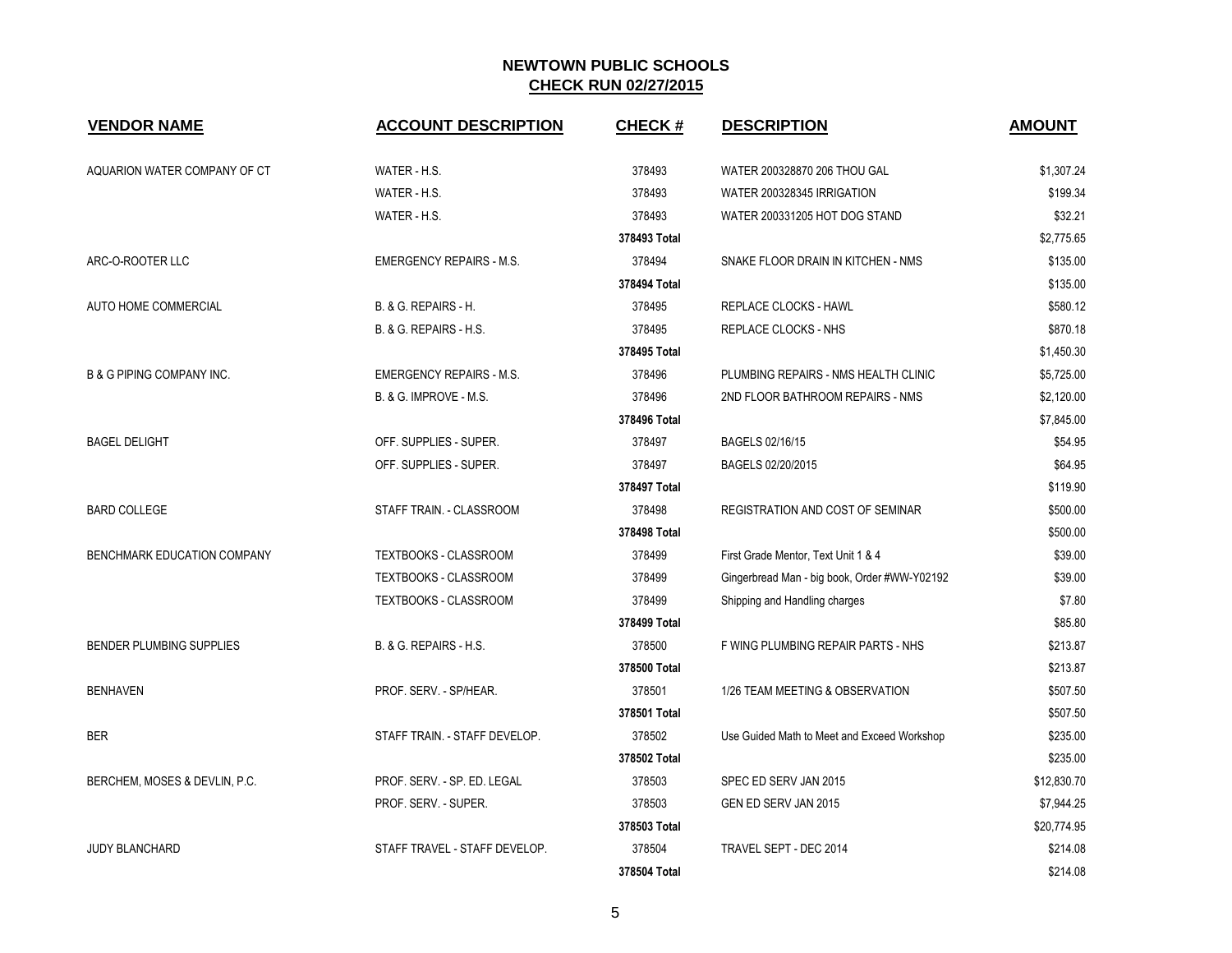# NEWTOWN PUBLIC SCHOOLS

## CHECK RUN 02/27/2015

| VENDOR NAME | ACCOUNT DESCRIPTION | CHECK # | DESCRIPTION | AMOUNT |
|---|---|---|---|---|
| AQUARION WATER COMPANY OF CT | WATER - H.S. | 378493 | WATER 200328870 206 THOU GAL | $1,307.24 |
| | WATER - H.S. | 378493 | WATER 200328345 IRRIGATION | $199.34 |
| | WATER - H.S. | 378493 | WATER 200331205 HOT DOG STAND | $32.21 |
| | | **378493 Total** | | $2,775.65 |
| ARC-O-ROOTER LLC | EMERGENCY REPAIRS - M.S. | 378494 | SNAKE FLOOR DRAIN IN KITCHEN - NMS | $135.00 |
| | | **378494 Total** | | $135.00 |
| AUTO HOME COMMERCIAL | B. & G. REPAIRS - H. | 378495 | REPLACE CLOCKS - HAWL | $580.12 |
| | B. & G. REPAIRS - H.S. | 378495 | REPLACE CLOCKS - NHS | $870.18 |
| | | **378495 Total** | | $1,450.30 |
| B & G PIPING COMPANY INC. | EMERGENCY REPAIRS - M.S. | 378496 | PLUMBING REPAIRS - NMS HEALTH CLINIC | $5,725.00 |
| | B. & G. IMPROVE - M.S. | 378496 | 2ND FLOOR BATHROOM REPAIRS - NMS | $2,120.00 |
| | | **378496 Total** | | $7,845.00 |
| BAGEL DELIGHT | OFF. SUPPLIES - SUPER. | 378497 | BAGELS 02/16/15 | $54.95 |
| | OFF. SUPPLIES - SUPER. | 378497 | BAGELS 02/20/2015 | $64.95 |
| | | **378497 Total** | | $119.90 |
| BARD COLLEGE | STAFF TRAIN. - CLASSROOM | 378498 | REGISTRATION AND COST OF SEMINAR | $500.00 |
| | | **378498 Total** | | $500.00 |
| BENCHMARK EDUCATION COMPANY | TEXTBOOKS - CLASSROOM | 378499 | First Grade Mentor, Text Unit 1 & 4 | $39.00 |
| | TEXTBOOKS - CLASSROOM | 378499 | Gingerbread Man - big book, Order #WW-Y02192 | $39.00 |
| | TEXTBOOKS - CLASSROOM | 378499 | Shipping and Handling charges | $7.80 |
| | | **378499 Total** | | $85.80 |
| BENDER PLUMBING SUPPLIES | B. & G. REPAIRS - H.S. | 378500 | F WING PLUMBING REPAIR PARTS - NHS | $213.87 |
| | | **378500 Total** | | $213.87 |
| BENHAVEN | PROF. SERV. - SP/HEAR. | 378501 | 1/26 TEAM MEETING & OBSERVATION | $507.50 |
| | | **378501 Total** | | $507.50 |
| BER | STAFF TRAIN. - STAFF DEVELOP. | 378502 | Use Guided Math to Meet and Exceed Workshop | $235.00 |
| | | **378502 Total** | | $235.00 |
| BERCHEM, MOSES & DEVLIN, P.C. | PROF. SERV. - SP. ED. LEGAL | 378503 | SPEC ED SERV JAN 2015 | $12,830.70 |
| | PROF. SERV. - SUPER. | 378503 | GEN ED SERV JAN 2015 | $7,944.25 |
| | | **378503 Total** | | $20,774.95 |
| JUDY BLANCHARD | STAFF TRAVEL - STAFF DEVELOP. | 378504 | TRAVEL SEPT - DEC 2014 | $214.08 |
| | | **378504 Total** | | $214.08 |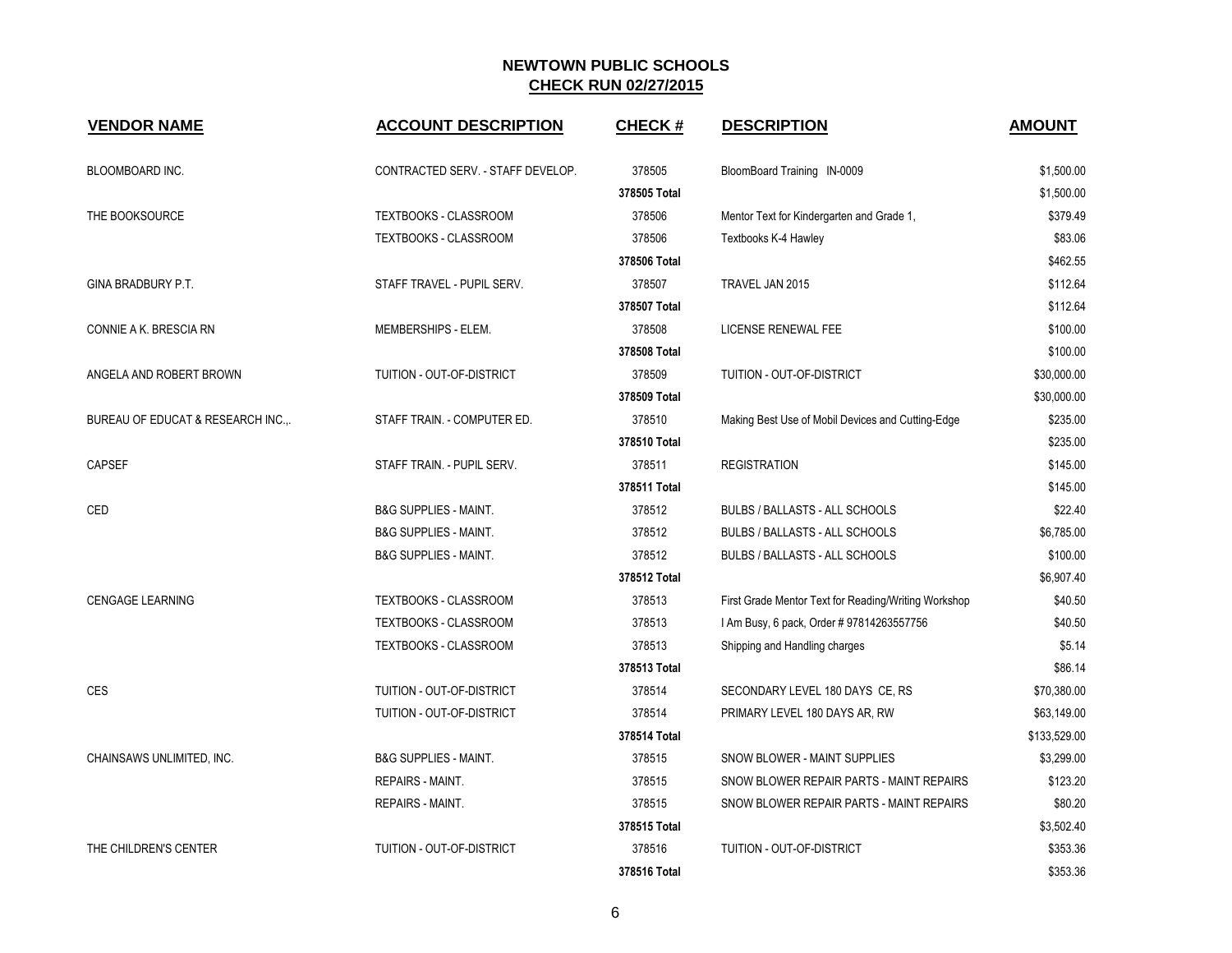# NEWTOWN PUBLIC SCHOOLS

## CHECK RUN 02/27/2015

| VENDOR NAME | ACCOUNT DESCRIPTION | CHECK # | DESCRIPTION | AMOUNT |
|---|---|---|---|---|
| BLOOMBOARD INC. | CONTRACTED SERV. - STAFF DEVELOP. | 378505 | BloomBoard Training IN-0009 | $1,500.00 |
| | | **378505 Total** | | $1,500.00 |
| THE BOOKSOURCE | TEXTBOOKS - CLASSROOM | 378506 | Mentor Text for Kindergarten and Grade 1, | $379.49 |
| | TEXTBOOKS - CLASSROOM | 378506 | Textbooks K-4 Hawley | $83.06 |
| | | **378506 Total** | | $462.55 |
| GINA BRADBURY P.T. | STAFF TRAVEL - PUPIL SERV. | 378507 | TRAVEL JAN 2015 | $112.64 |
| | | **378507 Total** | | $112.64 |
| CONNIE A K. BRESCIA RN | MEMBERSHIPS - ELEM. | 378508 | LICENSE RENEWAL FEE | $100.00 |
| | | **378508 Total** | | $100.00 |
| ANGELA AND ROBERT BROWN | TUITION - OUT-OF-DISTRICT | 378509 | TUITION - OUT-OF-DISTRICT | $30,000.00 |
| | | **378509 Total** | | $30,000.00 |
| BUREAU OF EDUCAT & RESEARCH INC.,. | STAFF TRAIN. - COMPUTER ED. | 378510 | Making Best Use of Mobil Devices and Cutting-Edge | $235.00 |
| | | **378510 Total** | | $235.00 |
| CAPSEF | STAFF TRAIN. - PUPIL SERV. | 378511 | REGISTRATION | $145.00 |
| | | **378511 Total** | | $145.00 |
| CED | B&G SUPPLIES - MAINT. | 378512 | BULBS / BALLASTS - ALL SCHOOLS | $22.40 |
| | B&G SUPPLIES - MAINT. | 378512 | BULBS / BALLASTS - ALL SCHOOLS | $6,785.00 |
| | B&G SUPPLIES - MAINT. | 378512 | BULBS / BALLASTS - ALL SCHOOLS | $100.00 |
| | | **378512 Total** | | $6,907.40 |
| CENGAGE LEARNING | TEXTBOOKS - CLASSROOM | 378513 | First Grade Mentor Text for Reading/Writing Workshop | $40.50 |
| | TEXTBOOKS - CLASSROOM | 378513 | I Am Busy, 6 pack, Order # 97814263557756 | $40.50 |
| | TEXTBOOKS - CLASSROOM | 378513 | Shipping and Handling charges | $5.14 |
| | | **378513 Total** | | $86.14 |
| CES | TUITION - OUT-OF-DISTRICT | 378514 | SECONDARY LEVEL 180 DAYS CE, RS | $70,380.00 |
| | TUITION - OUT-OF-DISTRICT | 378514 | PRIMARY LEVEL 180 DAYS AR, RW | $63,149.00 |
| | | **378514 Total** | | $133,529.00 |
| CHAINSAWS UNLIMITED, INC. | B&G SUPPLIES - MAINT. | 378515 | SNOW BLOWER - MAINT SUPPLIES | $3,299.00 |
| | REPAIRS - MAINT. | 378515 | SNOW BLOWER REPAIR PARTS - MAINT REPAIRS | $123.20 |
| | REPAIRS - MAINT. | 378515 | SNOW BLOWER REPAIR PARTS - MAINT REPAIRS | $80.20 |
| | | **378515 Total** | | $3,502.40 |
| THE CHILDREN'S CENTER | TUITION - OUT-OF-DISTRICT | 378516 | TUITION - OUT-OF-DISTRICT | $353.36 |
| | | **378516 Total** | | $353.36 |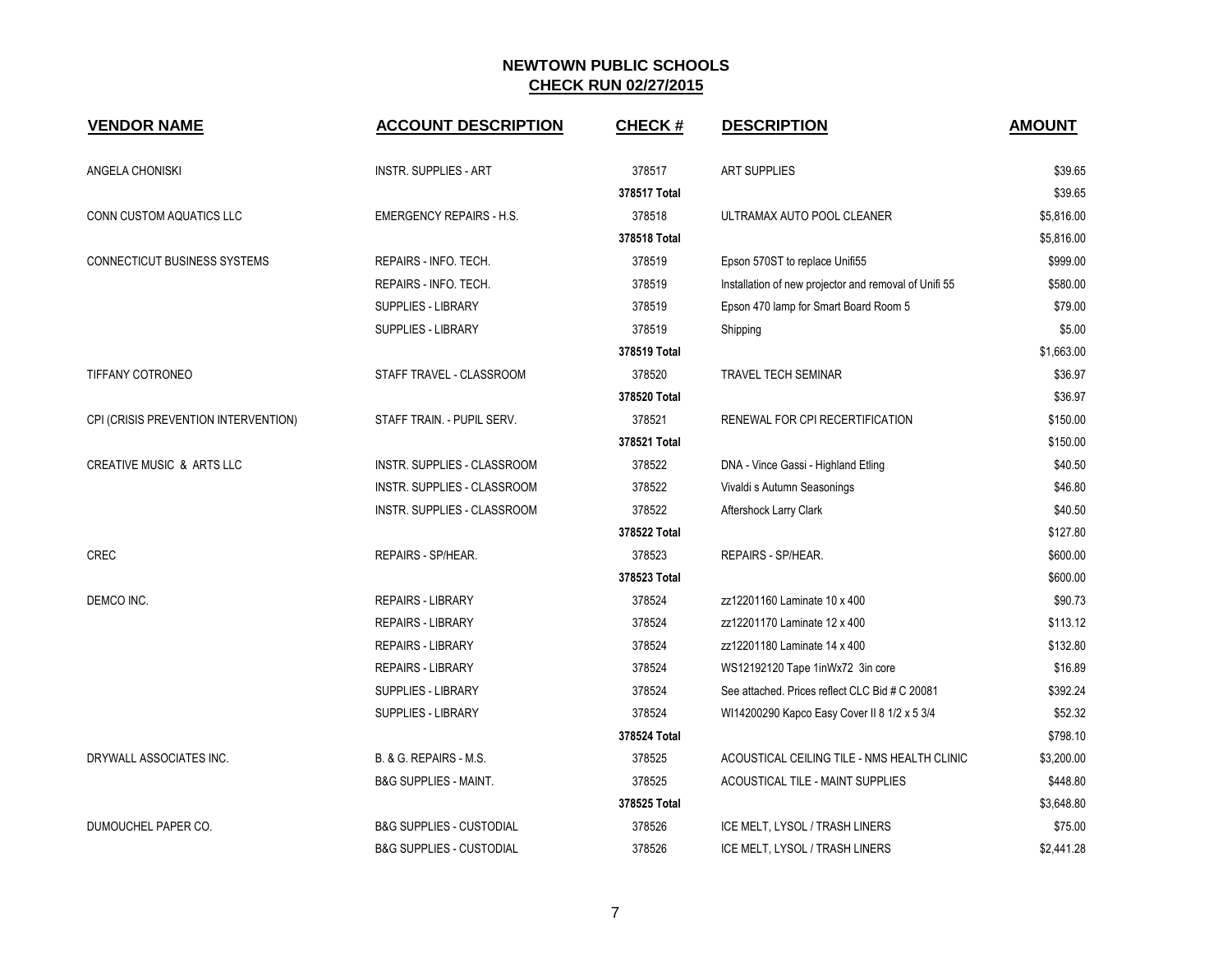# NEWTOWN PUBLIC SCHOOLS
## CHECK RUN 02/27/2015

| VENDOR NAME | ACCOUNT DESCRIPTION | CHECK # | DESCRIPTION | AMOUNT |
|---|---|---|---|---|
| ANGELA CHONISKI | INSTR. SUPPLIES - ART | 378517 | ART SUPPLIES | $39.65 |
| | | 378517 Total | | $39.65 |
| CONN CUSTOM AQUATICS LLC | EMERGENCY REPAIRS - H.S. | 378518 | ULTRAMAX AUTO POOL CLEANER | $5,816.00 |
| | | 378518 Total | | $5,816.00 |
| CONNECTICUT BUSINESS SYSTEMS | REPAIRS - INFO. TECH. | 378519 | Epson 570ST to replace Unifi55 | $999.00 |
| | REPAIRS - INFO. TECH. | 378519 | Installation of new projector and removal of Unifi 55 | $580.00 |
| | SUPPLIES - LIBRARY | 378519 | Epson 470 lamp for Smart Board Room 5 | $79.00 |
| | SUPPLIES - LIBRARY | 378519 | Shipping | $5.00 |
| | | 378519 Total | | $1,663.00 |
| TIFFANY COTRONEO | STAFF TRAVEL - CLASSROOM | 378520 | TRAVEL TECH SEMINAR | $36.97 |
| | | 378520 Total | | $36.97 |
| CPI (CRISIS PREVENTION INTERVENTION) | STAFF TRAIN. - PUPIL SERV. | 378521 | RENEWAL FOR CPI RECERTIFICATION | $150.00 |
| | | 378521 Total | | $150.00 |
| CREATIVE MUSIC & ARTS LLC | INSTR. SUPPLIES - CLASSROOM | 378522 | DNA - Vince Gassi - Highland Etling | $40.50 |
| | INSTR. SUPPLIES - CLASSROOM | 378522 | Vivaldi s Autumn Seasonings | $46.80 |
| | INSTR. SUPPLIES - CLASSROOM | 378522 | Aftershock Larry Clark | $40.50 |
| | | 378522 Total | | $127.80 |
| CREC | REPAIRS - SP/HEAR. | 378523 | REPAIRS - SP/HEAR. | $600.00 |
| | | 378523 Total | | $600.00 |
| DEMCO INC. | REPAIRS - LIBRARY | 378524 | zz12201160 Laminate 10 x 400 | $90.73 |
| | REPAIRS - LIBRARY | 378524 | zz12201170 Laminate 12 x 400 | $113.12 |
| | REPAIRS - LIBRARY | 378524 | zz12201180 Laminate 14 x 400 | $132.80 |
| | REPAIRS - LIBRARY | 378524 | WS12192120 Tape 1inWx72 3in core | $16.89 |
| | SUPPLIES - LIBRARY | 378524 | See attached. Prices reflect CLC Bid # C 20081 | $392.24 |
| | SUPPLIES - LIBRARY | 378524 | WI14200290 Kapco Easy Cover II 8 1/2 x 5 3/4 | $52.32 |
| | | 378524 Total | | $798.10 |
| DRYWALL ASSOCIATES INC. | B. & G. REPAIRS - M.S. | 378525 | ACOUSTICAL CEILING TILE - NMS HEALTH CLINIC | $3,200.00 |
| | B&G SUPPLIES - MAINT. | 378525 | ACOUSTICAL TILE - MAINT SUPPLIES | $448.80 |
| | | 378525 Total | | $3,648.80 |
| DUMOUCHEL PAPER CO. | B&G SUPPLIES - CUSTODIAL | 378526 | ICE MELT, LYSOL / TRASH LINERS | $75.00 |
| | B&G SUPPLIES - CUSTODIAL | 378526 | ICE MELT, LYSOL / TRASH LINERS | $2,441.28 |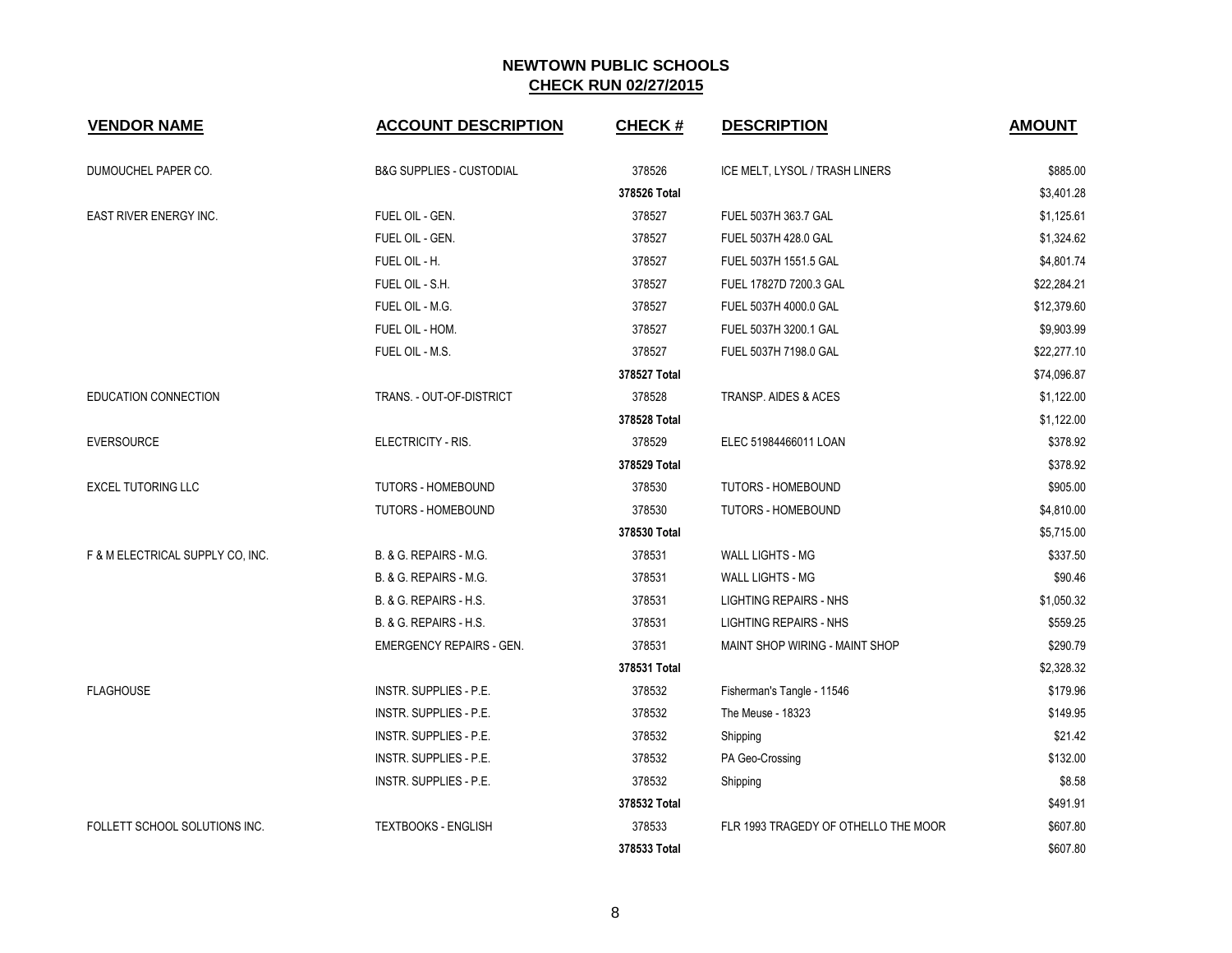## NEWTOWN PUBLIC SCHOOLS
## CHECK RUN 02/27/2015

| VENDOR NAME | ACCOUNT DESCRIPTION | CHECK # | DESCRIPTION | AMOUNT |
|---|---|---|---|---|
| DUMOUCHEL PAPER CO. | B&G SUPPLIES - CUSTODIAL | 378526 | ICE MELT, LYSOL / TRASH LINERS | $885.00 |
| | | 378526 Total | | $3,401.28 |
| EAST RIVER ENERGY INC. | FUEL OIL - GEN. | 378527 | FUEL 5037H 363.7 GAL | $1,125.61 |
| | FUEL OIL - GEN. | 378527 | FUEL 5037H 428.0 GAL | $1,324.62 |
| | FUEL OIL - H. | 378527 | FUEL 5037H 1551.5 GAL | $4,801.74 |
| | FUEL OIL - S.H. | 378527 | FUEL 17827D 7200.3 GAL | $22,284.21 |
| | FUEL OIL - M.G. | 378527 | FUEL 5037H 4000.0 GAL | $12,379.60 |
| | FUEL OIL - HOM. | 378527 | FUEL 5037H 3200.1 GAL | $9,903.99 |
| | FUEL OIL - M.S. | 378527 | FUEL 5037H 7198.0 GAL | $22,277.10 |
| | | 378527 Total | | $74,096.87 |
| EDUCATION CONNECTION | TRANS. - OUT-OF-DISTRICT | 378528 | TRANSP. AIDES & ACES | $1,122.00 |
| | | 378528 Total | | $1,122.00 |
| EVERSOURCE | ELECTRICITY - RIS. | 378529 | ELEC 51984466011 LOAN | $378.92 |
| | | 378529 Total | | $378.92 |
| EXCEL TUTORING LLC | TUTORS - HOMEBOUND | 378530 | TUTORS - HOMEBOUND | $905.00 |
| | TUTORS - HOMEBOUND | 378530 | TUTORS - HOMEBOUND | $4,810.00 |
| | | 378530 Total | | $5,715.00 |
| F & M ELECTRICAL SUPPLY CO, INC. | B. & G. REPAIRS - M.G. | 378531 | WALL LIGHTS - MG | $337.50 |
| | B. & G. REPAIRS - M.G. | 378531 | WALL LIGHTS - MG | $90.46 |
| | B. & G. REPAIRS - H.S. | 378531 | LIGHTING REPAIRS - NHS | $1,050.32 |
| | B. & G. REPAIRS - H.S. | 378531 | LIGHTING REPAIRS - NHS | $559.25 |
| | EMERGENCY REPAIRS - GEN. | 378531 | MAINT SHOP WIRING - MAINT SHOP | $290.79 |
| | | 378531 Total | | $2,328.32 |
| FLAGHOUSE | INSTR. SUPPLIES - P.E. | 378532 | Fisherman's Tangle - 11546 | $179.96 |
| | INSTR. SUPPLIES - P.E. | 378532 | The Meuse - 18323 | $149.95 |
| | INSTR. SUPPLIES - P.E. | 378532 | Shipping | $21.42 |
| | INSTR. SUPPLIES - P.E. | 378532 | PA Geo-Crossing | $132.00 |
| | INSTR. SUPPLIES - P.E. | 378532 | Shipping | $8.58 |
| | | 378532 Total | | $491.91 |
| FOLLETT SCHOOL SOLUTIONS INC. | TEXTBOOKS - ENGLISH | 378533 | FLR 1993 TRAGEDY OF OTHELLO THE MOOR | $607.80 |
| | | 378533 Total | | $607.80 |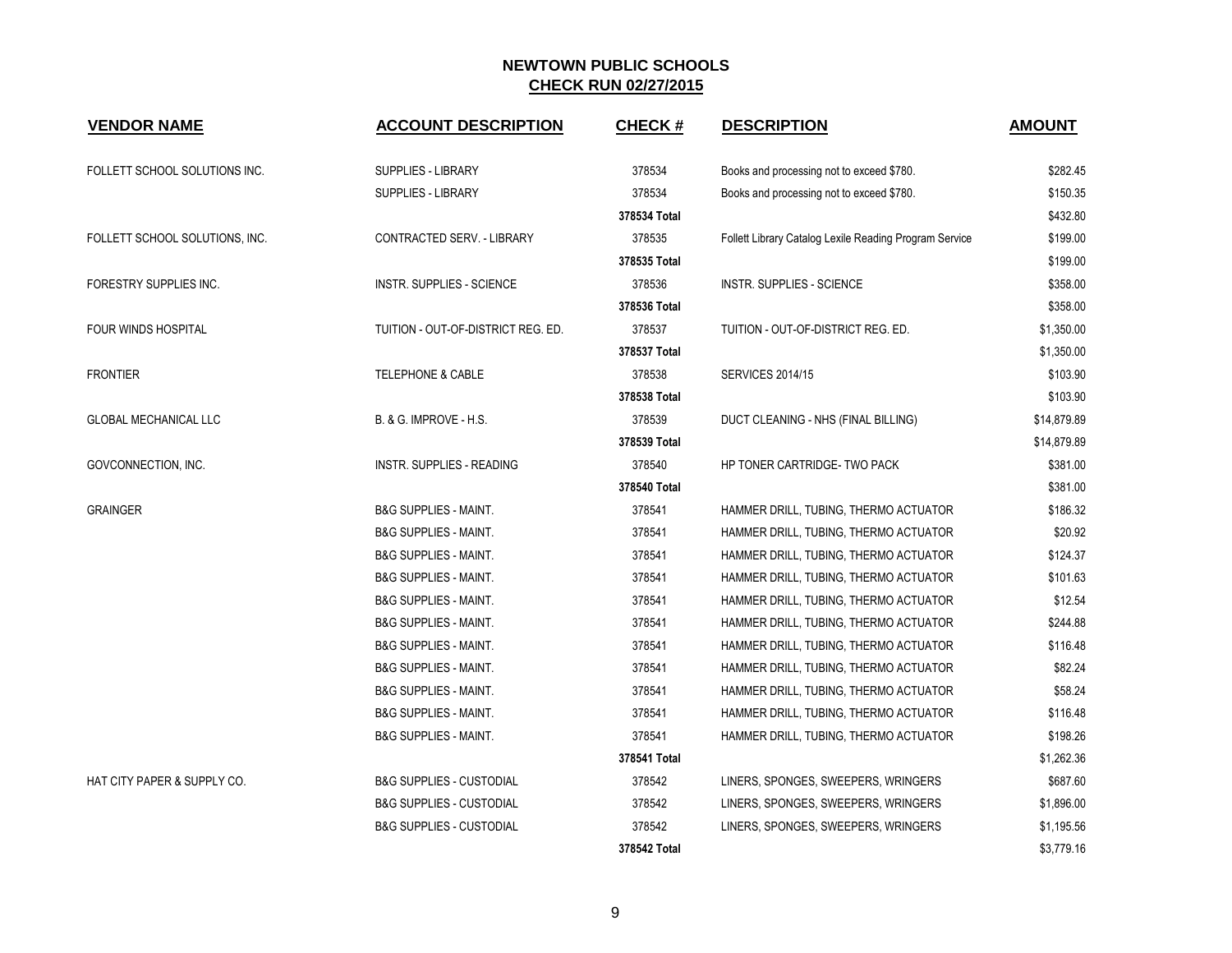# NEWTOWN PUBLIC SCHOOLS

## CHECK RUN 02/27/2015

| VENDOR NAME | ACCOUNT DESCRIPTION | CHECK # | DESCRIPTION | AMOUNT |
|---|---|---|---|---|
| FOLLETT SCHOOL SOLUTIONS INC. | SUPPLIES - LIBRARY | 378534 | Books and processing not to exceed $780. | $282.45 |
| | SUPPLIES - LIBRARY | 378534 | Books and processing not to exceed $780. | $150.35 |
| | | **378534 Total** | | $432.80 |
| FOLLETT SCHOOL SOLUTIONS, INC. | CONTRACTED SERV. - LIBRARY | 378535 | Follett Library Catalog Lexile Reading Program Service | $199.00 |
| | | **378535 Total** | | $199.00 |
| FORESTRY SUPPLIES INC. | INSTR. SUPPLIES - SCIENCE | 378536 | INSTR. SUPPLIES - SCIENCE | $358.00 |
| | | **378536 Total** | | $358.00 |
| FOUR WINDS HOSPITAL | TUITION - OUT-OF-DISTRICT REG. ED. | 378537 | TUITION - OUT-OF-DISTRICT REG. ED. | $1,350.00 |
| | | **378537 Total** | | $1,350.00 |
| FRONTIER | TELEPHONE & CABLE | 378538 | SERVICES 2014/15 | $103.90 |
| | | **378538 Total** | | $103.90 |
| GLOBAL MECHANICAL LLC | B. & G. IMPROVE - H.S. | 378539 | DUCT CLEANING - NHS (FINAL BILLING) | $14,879.89 |
| | | **378539 Total** | | $14,879.89 |
| GOVCONNECTION, INC. | INSTR. SUPPLIES - READING | 378540 | HP TONER CARTRIDGE- TWO PACK | $381.00 |
| | | **378540 Total** | | $381.00 |
| GRAINGER | B&G SUPPLIES - MAINT. | 378541 | HAMMER DRILL, TUBING, THERMO ACTUATOR | $186.32 |
| | B&G SUPPLIES - MAINT. | 378541 | HAMMER DRILL, TUBING, THERMO ACTUATOR | $20.92 |
| | B&G SUPPLIES - MAINT. | 378541 | HAMMER DRILL, TUBING, THERMO ACTUATOR | $124.37 |
| | B&G SUPPLIES - MAINT. | 378541 | HAMMER DRILL, TUBING, THERMO ACTUATOR | $101.63 |
| | B&G SUPPLIES - MAINT. | 378541 | HAMMER DRILL, TUBING, THERMO ACTUATOR | $12.54 |
| | B&G SUPPLIES - MAINT. | 378541 | HAMMER DRILL, TUBING, THERMO ACTUATOR | $244.88 |
| | B&G SUPPLIES - MAINT. | 378541 | HAMMER DRILL, TUBING, THERMO ACTUATOR | $116.48 |
| | B&G SUPPLIES - MAINT. | 378541 | HAMMER DRILL, TUBING, THERMO ACTUATOR | $82.24 |
| | B&G SUPPLIES - MAINT. | 378541 | HAMMER DRILL, TUBING, THERMO ACTUATOR | $58.24 |
| | B&G SUPPLIES - MAINT. | 378541 | HAMMER DRILL, TUBING, THERMO ACTUATOR | $116.48 |
| | B&G SUPPLIES - MAINT. | 378541 | HAMMER DRILL, TUBING, THERMO ACTUATOR | $198.26 |
| | | **378541 Total** | | $1,262.36 |
| HAT CITY PAPER & SUPPLY CO. | B&G SUPPLIES - CUSTODIAL | 378542 | LINERS, SPONGES, SWEEPERS, WRINGERS | $687.60 |
| | B&G SUPPLIES - CUSTODIAL | 378542 | LINERS, SPONGES, SWEEPERS, WRINGERS | $1,896.00 |
| | B&G SUPPLIES - CUSTODIAL | 378542 | LINERS, SPONGES, SWEEPERS, WRINGERS | $1,195.56 |
| | | **378542 Total** | | $3,779.16 |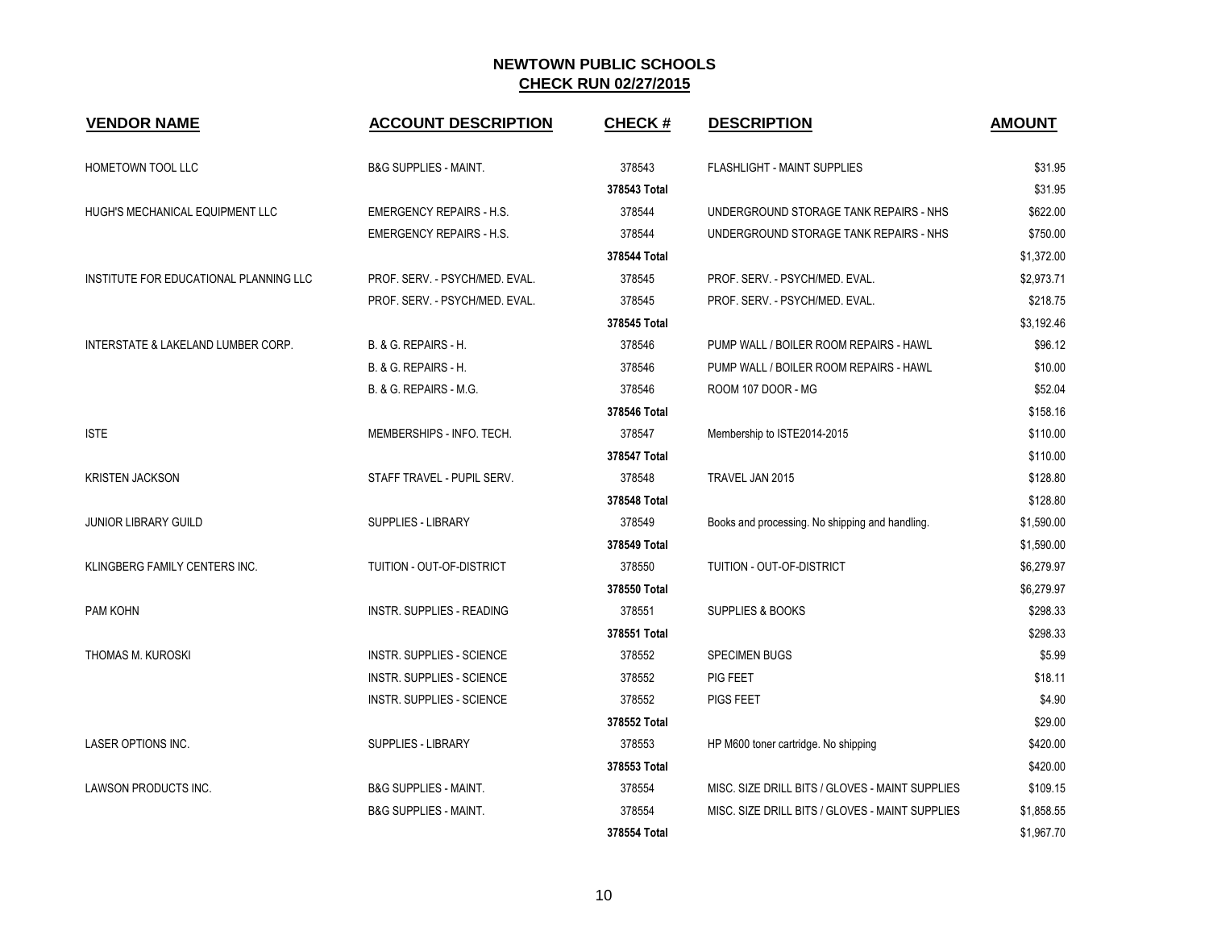# NEWTOWN PUBLIC SCHOOLS

## CHECK RUN 02/27/2015

| VENDOR NAME | ACCOUNT DESCRIPTION | CHECK # | DESCRIPTION | AMOUNT |
|---|---|---|---|---|
| HOMETOWN TOOL LLC | B&G SUPPLIES - MAINT. | 378543 | FLASHLIGHT - MAINT SUPPLIES | $31.95 |
| | | 378543 Total | | $31.95 |
| HUGH'S MECHANICAL EQUIPMENT LLC | EMERGENCY REPAIRS - H.S. | 378544 | UNDERGROUND STORAGE TANK REPAIRS - NHS | $622.00 |
| | EMERGENCY REPAIRS - H.S. | 378544 | UNDERGROUND STORAGE TANK REPAIRS - NHS | $750.00 |
| | | 378544 Total | | $1,372.00 |
| INSTITUTE FOR EDUCATIONAL PLANNING LLC | PROF. SERV. - PSYCH/MED. EVAL. | 378545 | PROF. SERV. - PSYCH/MED. EVAL. | $2,973.71 |
| | PROF. SERV. - PSYCH/MED. EVAL. | 378545 | PROF. SERV. - PSYCH/MED. EVAL. | $218.75 |
| | | 378545 Total | | $3,192.46 |
| INTERSTATE & LAKELAND LUMBER CORP. | B. & G. REPAIRS - H. | 378546 | PUMP WALL / BOILER ROOM REPAIRS - HAWL | $96.12 |
| | B. & G. REPAIRS - H. | 378546 | PUMP WALL / BOILER ROOM REPAIRS - HAWL | $10.00 |
| | B. & G. REPAIRS - M.G. | 378546 | ROOM 107 DOOR - MG | $52.04 |
| | | 378546 Total | | $158.16 |
| ISTE | MEMBERSHIPS - INFO. TECH. | 378547 | Membership to ISTE2014-2015 | $110.00 |
| | | 378547 Total | | $110.00 |
| KRISTEN JACKSON | STAFF TRAVEL - PUPIL SERV. | 378548 | TRAVEL JAN 2015 | $128.80 |
| | | 378548 Total | | $128.80 |
| JUNIOR LIBRARY GUILD | SUPPLIES - LIBRARY | 378549 | Books and processing. No shipping and handling. | $1,590.00 |
| | | 378549 Total | | $1,590.00 |
| KLINGBERG FAMILY CENTERS INC. | TUITION - OUT-OF-DISTRICT | 378550 | TUITION - OUT-OF-DISTRICT | $6,279.97 |
| | | 378550 Total | | $6,279.97 |
| PAM KOHN | INSTR. SUPPLIES - READING | 378551 | SUPPLIES & BOOKS | $298.33 |
| | | 378551 Total | | $298.33 |
| THOMAS M. KUROSKI | INSTR. SUPPLIES - SCIENCE | 378552 | SPECIMEN BUGS | $5.99 |
| | INSTR. SUPPLIES - SCIENCE | 378552 | PIG FEET | $18.11 |
| | INSTR. SUPPLIES - SCIENCE | 378552 | PIGS FEET | $4.90 |
| | | 378552 Total | | $29.00 |
| LASER OPTIONS INC. | SUPPLIES - LIBRARY | 378553 | HP M600 toner cartridge. No shipping | $420.00 |
| | | 378553 Total | | $420.00 |
| LAWSON PRODUCTS INC. | B&G SUPPLIES - MAINT. | 378554 | MISC. SIZE DRILL BITS / GLOVES - MAINT SUPPLIES | $109.15 |
| | B&G SUPPLIES - MAINT. | 378554 | MISC. SIZE DRILL BITS / GLOVES - MAINT SUPPLIES | $1,858.55 |
| | | 378554 Total | | $1,967.70 |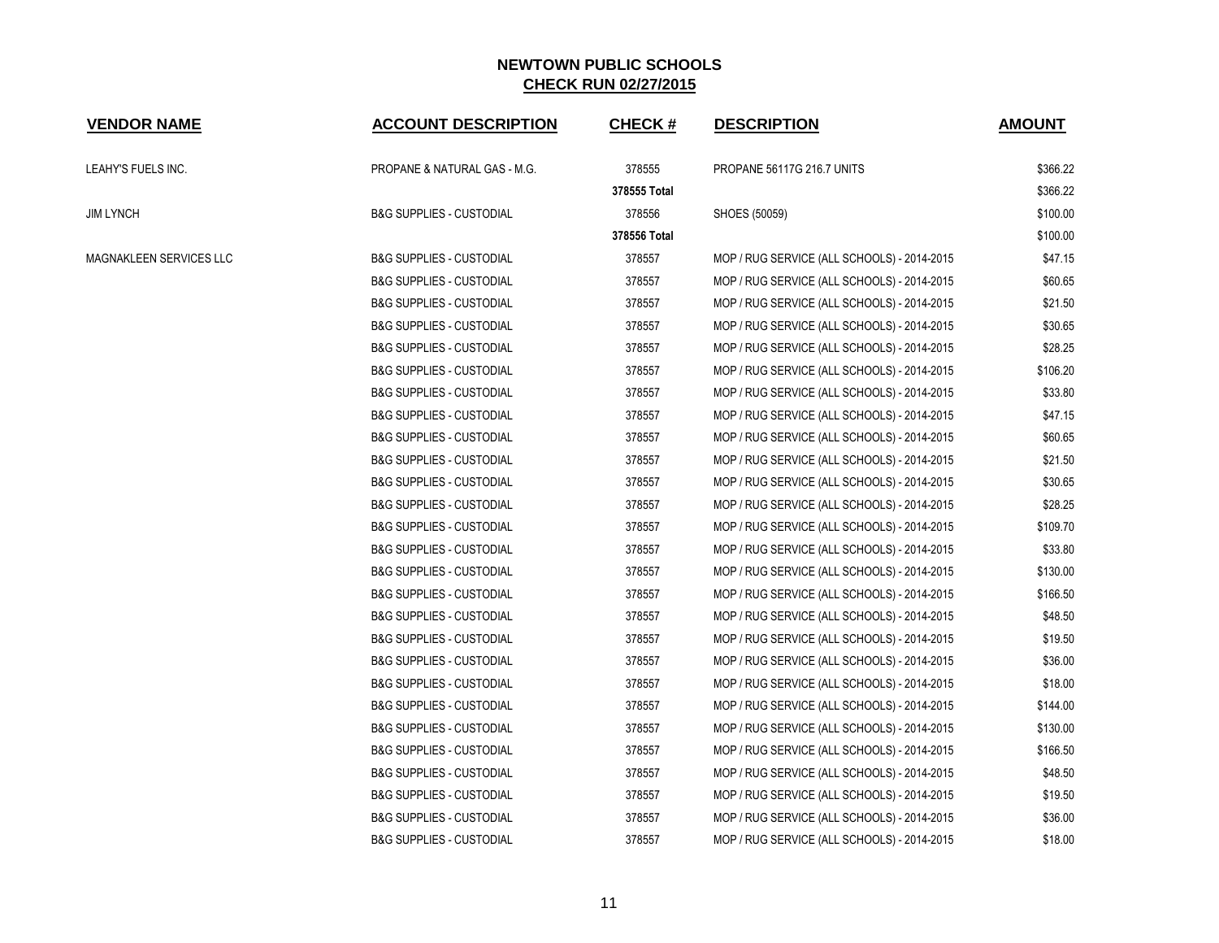## NEWTOWN PUBLIC SCHOOLS
## CHECK RUN 02/27/2015

| VENDOR NAME | ACCOUNT DESCRIPTION | CHECK # | DESCRIPTION | AMOUNT |
|---|---|---|---|---|
| LEAHY'S FUELS INC. | PROPANE & NATURAL GAS - M.G. | 378555 | PROPANE 56117G 216.7 UNITS | $366.22 |
| | | **378555 Total** | | $366.22 |
| JIM LYNCH | B&G SUPPLIES - CUSTODIAL | 378556 | SHOES (50059) | $100.00 |
| | | **378556 Total** | | $100.00 |
| MAGNAKLEEN SERVICES LLC | B&G SUPPLIES - CUSTODIAL | 378557 | MOP / RUG SERVICE (ALL SCHOOLS) - 2014-2015 | $47.15 |
| | B&G SUPPLIES - CUSTODIAL | 378557 | MOP / RUG SERVICE (ALL SCHOOLS) - 2014-2015 | $60.65 |
| | B&G SUPPLIES - CUSTODIAL | 378557 | MOP / RUG SERVICE (ALL SCHOOLS) - 2014-2015 | $21.50 |
| | B&G SUPPLIES - CUSTODIAL | 378557 | MOP / RUG SERVICE (ALL SCHOOLS) - 2014-2015 | $30.65 |
| | B&G SUPPLIES - CUSTODIAL | 378557 | MOP / RUG SERVICE (ALL SCHOOLS) - 2014-2015 | $28.25 |
| | B&G SUPPLIES - CUSTODIAL | 378557 | MOP / RUG SERVICE (ALL SCHOOLS) - 2014-2015 | $106.20 |
| | B&G SUPPLIES - CUSTODIAL | 378557 | MOP / RUG SERVICE (ALL SCHOOLS) - 2014-2015 | $33.80 |
| | B&G SUPPLIES - CUSTODIAL | 378557 | MOP / RUG SERVICE (ALL SCHOOLS) - 2014-2015 | $47.15 |
| | B&G SUPPLIES - CUSTODIAL | 378557 | MOP / RUG SERVICE (ALL SCHOOLS) - 2014-2015 | $60.65 |
| | B&G SUPPLIES - CUSTODIAL | 378557 | MOP / RUG SERVICE (ALL SCHOOLS) - 2014-2015 | $21.50 |
| | B&G SUPPLIES - CUSTODIAL | 378557 | MOP / RUG SERVICE (ALL SCHOOLS) - 2014-2015 | $30.65 |
| | B&G SUPPLIES - CUSTODIAL | 378557 | MOP / RUG SERVICE (ALL SCHOOLS) - 2014-2015 | $28.25 |
| | B&G SUPPLIES - CUSTODIAL | 378557 | MOP / RUG SERVICE (ALL SCHOOLS) - 2014-2015 | $109.70 |
| | B&G SUPPLIES - CUSTODIAL | 378557 | MOP / RUG SERVICE (ALL SCHOOLS) - 2014-2015 | $33.80 |
| | B&G SUPPLIES - CUSTODIAL | 378557 | MOP / RUG SERVICE (ALL SCHOOLS) - 2014-2015 | $130.00 |
| | B&G SUPPLIES - CUSTODIAL | 378557 | MOP / RUG SERVICE (ALL SCHOOLS) - 2014-2015 | $166.50 |
| | B&G SUPPLIES - CUSTODIAL | 378557 | MOP / RUG SERVICE (ALL SCHOOLS) - 2014-2015 | $48.50 |
| | B&G SUPPLIES - CUSTODIAL | 378557 | MOP / RUG SERVICE (ALL SCHOOLS) - 2014-2015 | $19.50 |
| | B&G SUPPLIES - CUSTODIAL | 378557 | MOP / RUG SERVICE (ALL SCHOOLS) - 2014-2015 | $36.00 |
| | B&G SUPPLIES - CUSTODIAL | 378557 | MOP / RUG SERVICE (ALL SCHOOLS) - 2014-2015 | $18.00 |
| | B&G SUPPLIES - CUSTODIAL | 378557 | MOP / RUG SERVICE (ALL SCHOOLS) - 2014-2015 | $144.00 |
| | B&G SUPPLIES - CUSTODIAL | 378557 | MOP / RUG SERVICE (ALL SCHOOLS) - 2014-2015 | $130.00 |
| | B&G SUPPLIES - CUSTODIAL | 378557 | MOP / RUG SERVICE (ALL SCHOOLS) - 2014-2015 | $166.50 |
| | B&G SUPPLIES - CUSTODIAL | 378557 | MOP / RUG SERVICE (ALL SCHOOLS) - 2014-2015 | $48.50 |
| | B&G SUPPLIES - CUSTODIAL | 378557 | MOP / RUG SERVICE (ALL SCHOOLS) - 2014-2015 | $19.50 |
| | B&G SUPPLIES - CUSTODIAL | 378557 | MOP / RUG SERVICE (ALL SCHOOLS) - 2014-2015 | $36.00 |
| | B&G SUPPLIES - CUSTODIAL | 378557 | MOP / RUG SERVICE (ALL SCHOOLS) - 2014-2015 | $18.00 |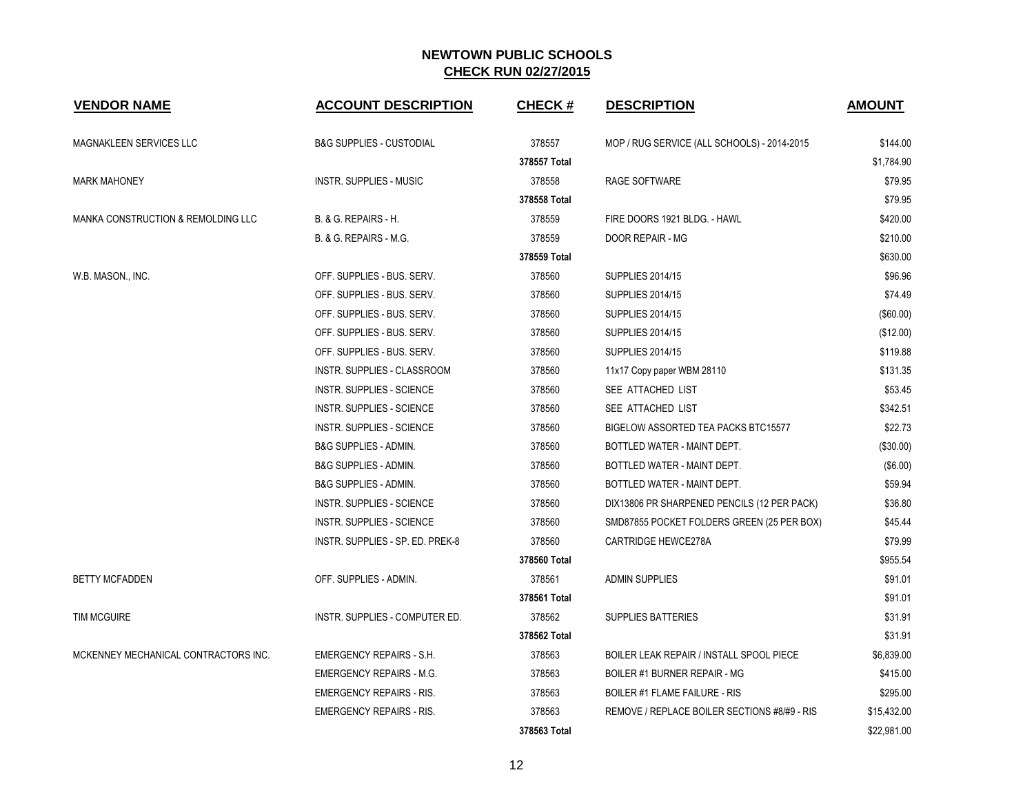# NEWTOWN PUBLIC SCHOOLS

## CHECK RUN 02/27/2015

| VENDOR NAME | ACCOUNT DESCRIPTION | CHECK # | DESCRIPTION | AMOUNT |
|---|---|---|---|---|
| MAGNAKLEEN SERVICES LLC | B&G SUPPLIES - CUSTODIAL | 378557 | MOP / RUG SERVICE (ALL SCHOOLS) - 2014-2015 | $144.00 |
| | | 378557 Total | | $1,784.90 |
| MARK MAHONEY | INSTR. SUPPLIES - MUSIC | 378558 | RAGE SOFTWARE | $79.95 |
| | | 378558 Total | | $79.95 |
| MANKA CONSTRUCTION & REMOLDING LLC | B. & G. REPAIRS - H. | 378559 | FIRE DOORS 1921 BLDG. - HAWL | $420.00 |
| | B. & G. REPAIRS - M.G. | 378559 | DOOR REPAIR - MG | $210.00 |
| | | 378559 Total | | $630.00 |
| W.B. MASON., INC. | OFF. SUPPLIES - BUS. SERV. | 378560 | SUPPLIES 2014/15 | $96.96 |
| | OFF. SUPPLIES - BUS. SERV. | 378560 | SUPPLIES 2014/15 | $74.49 |
| | OFF. SUPPLIES - BUS. SERV. | 378560 | SUPPLIES 2014/15 | ($60.00) |
| | OFF. SUPPLIES - BUS. SERV. | 378560 | SUPPLIES 2014/15 | ($12.00) |
| | OFF. SUPPLIES - BUS. SERV. | 378560 | SUPPLIES 2014/15 | $119.88 |
| | INSTR. SUPPLIES - CLASSROOM | 378560 | 11x17 Copy paper WBM 28110 | $131.35 |
| | INSTR. SUPPLIES - SCIENCE | 378560 | SEE ATTACHED LIST | $53.45 |
| | INSTR. SUPPLIES - SCIENCE | 378560 | SEE ATTACHED LIST | $342.51 |
| | INSTR. SUPPLIES - SCIENCE | 378560 | BIGELOW ASSORTED TEA PACKS BTC15577 | $22.73 |
| | B&G SUPPLIES - ADMIN. | 378560 | BOTTLED WATER - MAINT DEPT. | ($30.00) |
| | B&G SUPPLIES - ADMIN. | 378560 | BOTTLED WATER - MAINT DEPT. | ($6.00) |
| | B&G SUPPLIES - ADMIN. | 378560 | BOTTLED WATER - MAINT DEPT. | $59.94 |
| | INSTR. SUPPLIES - SCIENCE | 378560 | DIX13806 PR SHARPENED PENCILS (12 PER PACK) | $36.80 |
| | INSTR. SUPPLIES - SCIENCE | 378560 | SMD87855 POCKET FOLDERS GREEN (25 PER BOX) | $45.44 |
| | INSTR. SUPPLIES - SP. ED. PREK-8 | 378560 | CARTRIDGE HEWCE278A | $79.99 |
| | | 378560 Total | | $955.54 |
| BETTY MCFADDEN | OFF. SUPPLIES - ADMIN. | 378561 | ADMIN SUPPLIES | $91.01 |
| | | 378561 Total | | $91.01 |
| TIM MCGUIRE | INSTR. SUPPLIES - COMPUTER ED. | 378562 | SUPPLIES BATTERIES | $31.91 |
| | | 378562 Total | | $31.91 |
| MCKENNEY MECHANICAL CONTRACTORS INC. | EMERGENCY REPAIRS - S.H. | 378563 | BOILER LEAK REPAIR / INSTALL SPOOL PIECE | $6,839.00 |
| | EMERGENCY REPAIRS - M.G. | 378563 | BOILER #1 BURNER REPAIR - MG | $415.00 |
| | EMERGENCY REPAIRS - RIS. | 378563 | BOILER #1 FLAME FAILURE - RIS | $295.00 |
| | EMERGENCY REPAIRS - RIS. | 378563 | REMOVE / REPLACE BOILER SECTIONS #8/#9 - RIS | $15,432.00 |
| | | 378563 Total | | $22,981.00 |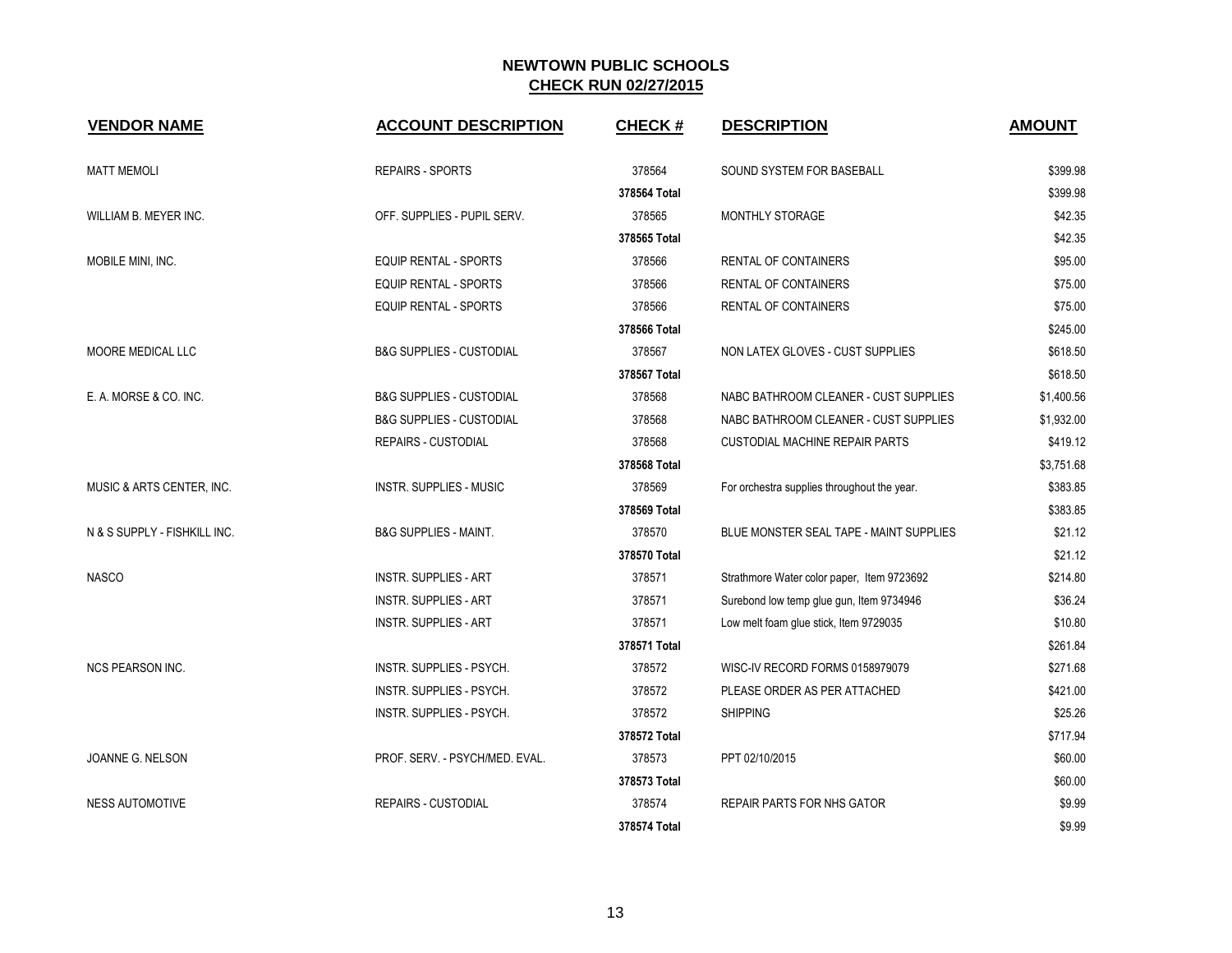## NEWTOWN PUBLIC SCHOOLS
## CHECK RUN 02/27/2015

| VENDOR NAME | ACCOUNT DESCRIPTION | CHECK # | DESCRIPTION | AMOUNT |
|---|---|---|---|---|
| MATT MEMOLI | REPAIRS - SPORTS | 378564 | SOUND SYSTEM FOR BASEBALL | $399.98 |
| | | **378564 Total** | | $399.98 |
| WILLIAM B. MEYER INC. | OFF. SUPPLIES - PUPIL SERV. | 378565 | MONTHLY STORAGE | $42.35 |
| | | **378565 Total** | | $42.35 |
| MOBILE MINI, INC. | EQUIP RENTAL - SPORTS | 378566 | RENTAL OF CONTAINERS | $95.00 |
| | EQUIP RENTAL - SPORTS | 378566 | RENTAL OF CONTAINERS | $75.00 |
| | EQUIP RENTAL - SPORTS | 378566 | RENTAL OF CONTAINERS | $75.00 |
| | | **378566 Total** | | $245.00 |
| MOORE MEDICAL LLC | B&G SUPPLIES - CUSTODIAL | 378567 | NON LATEX GLOVES - CUST SUPPLIES | $618.50 |
| | | **378567 Total** | | $618.50 |
| E. A. MORSE & CO. INC. | B&G SUPPLIES - CUSTODIAL | 378568 | NABC BATHROOM CLEANER - CUST SUPPLIES | $1,400.56 |
| | B&G SUPPLIES - CUSTODIAL | 378568 | NABC BATHROOM CLEANER - CUST SUPPLIES | $1,932.00 |
| | REPAIRS - CUSTODIAL | 378568 | CUSTODIAL MACHINE REPAIR PARTS | $419.12 |
| | | **378568 Total** | | $3,751.68 |
| MUSIC & ARTS CENTER, INC. | INSTR. SUPPLIES - MUSIC | 378569 | For orchestra supplies throughout the year. | $383.85 |
| | | **378569 Total** | | $383.85 |
| N & S SUPPLY - FISHKILL INC. | B&G SUPPLIES - MAINT. | 378570 | BLUE MONSTER SEAL TAPE - MAINT SUPPLIES | $21.12 |
| | | **378570 Total** | | $21.12 |
| NASCO | INSTR. SUPPLIES - ART | 378571 | Strathmore Water color paper, Item 9723692 | $214.80 |
| | INSTR. SUPPLIES - ART | 378571 | Surebond low temp glue gun, Item 9734946 | $36.24 |
| | INSTR. SUPPLIES - ART | 378571 | Low melt foam glue stick, Item 9729035 | $10.80 |
| | | **378571 Total** | | $261.84 |
| NCS PEARSON INC. | INSTR. SUPPLIES - PSYCH. | 378572 | WISC-IV RECORD FORMS 0158979079 | $271.68 |
| | INSTR. SUPPLIES - PSYCH. | 378572 | PLEASE ORDER AS PER ATTACHED | $421.00 |
| | INSTR. SUPPLIES - PSYCH. | 378572 | SHIPPING | $25.26 |
| | | **378572 Total** | | $717.94 |
| JOANNE G. NELSON | PROF. SERV. - PSYCH/MED. EVAL. | 378573 | PPT 02/10/2015 | $60.00 |
| | | **378573 Total** | | $60.00 |
| NESS AUTOMOTIVE | REPAIRS - CUSTODIAL | 378574 | REPAIR PARTS FOR NHS GATOR | $9.99 |
| | | **378574 Total** | | $9.99 |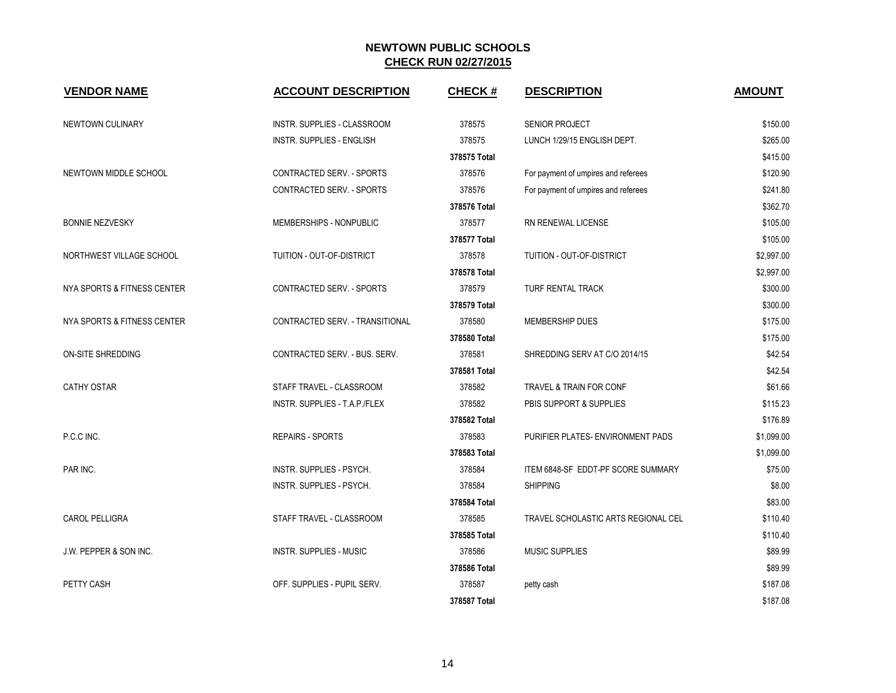# NEWTOWN PUBLIC SCHOOLS

## CHECK RUN 02/27/2015

| VENDOR NAME | ACCOUNT DESCRIPTION | CHECK # | DESCRIPTION | AMOUNT |
|---|---|---|---|---|
| NEWTOWN CULINARY | INSTR. SUPPLIES - CLASSROOM | 378575 | SENIOR PROJECT | $150.00 |
| | INSTR. SUPPLIES - ENGLISH | 378575 | LUNCH 1/29/15 ENGLISH DEPT. | $265.00 |
| | | **378575 Total** | | $415.00 |
| NEWTOWN MIDDLE SCHOOL | CONTRACTED SERV. - SPORTS | 378576 | For payment of umpires and referees | $120.90 |
| | CONTRACTED SERV. - SPORTS | 378576 | For payment of umpires and referees | $241.80 |
| | | **378576 Total** | | $362.70 |
| BONNIE NEZVESKY | MEMBERSHIPS - NONPUBLIC | 378577 | RN RENEWAL LICENSE | $105.00 |
| | | **378577 Total** | | $105.00 |
| NORTHWEST VILLAGE SCHOOL | TUITION - OUT-OF-DISTRICT | 378578 | TUITION - OUT-OF-DISTRICT | $2,997.00 |
| | | **378578 Total** | | $2,997.00 |
| NYA SPORTS & FITNESS CENTER | CONTRACTED SERV. - SPORTS | 378579 | TURF RENTAL TRACK | $300.00 |
| | | **378579 Total** | | $300.00 |
| NYA SPORTS & FITNESS CENTER | CONTRACTED SERV. - TRANSITIONAL | 378580 | MEMBERSHIP DUES | $175.00 |
| | | **378580 Total** | | $175.00 |
| ON-SITE SHREDDING | CONTRACTED SERV. - BUS. SERV. | 378581 | SHREDDING SERV AT C/O 2014/15 | $42.54 |
| | | **378581 Total** | | $42.54 |
| CATHY OSTAR | STAFF TRAVEL - CLASSROOM | 378582 | TRAVEL & TRAIN FOR CONF | $61.66 |
| | INSTR. SUPPLIES - T.A.P./FLEX | 378582 | PBIS SUPPORT & SUPPLIES | $115.23 |
| | | **378582 Total** | | $176.89 |
| P.C.C INC. | REPAIRS - SPORTS | 378583 | PURIFIER PLATES- ENVIRONMENT PADS | $1,099.00 |
| | | **378583 Total** | | $1,099.00 |
| PAR INC. | INSTR. SUPPLIES - PSYCH. | 378584 | ITEM 6848-SF EDDT-PF SCORE SUMMARY | $75.00 |
| | INSTR. SUPPLIES - PSYCH. | 378584 | SHIPPING | $8.00 |
| | | **378584 Total** | | $83.00 |
| CAROL PELLIGRA | STAFF TRAVEL - CLASSROOM | 378585 | TRAVEL SCHOLASTIC ARTS REGIONAL CEL | $110.40 |
| | | **378585 Total** | | $110.40 |
| J.W. PEPPER & SON INC. | INSTR. SUPPLIES - MUSIC | 378586 | MUSIC SUPPLIES | $89.99 |
| | | **378586 Total** | | $89.99 |
| PETTY CASH | OFF. SUPPLIES - PUPIL SERV. | 378587 | petty cash | $187.08 |
| | | **378587 Total** | | $187.08 |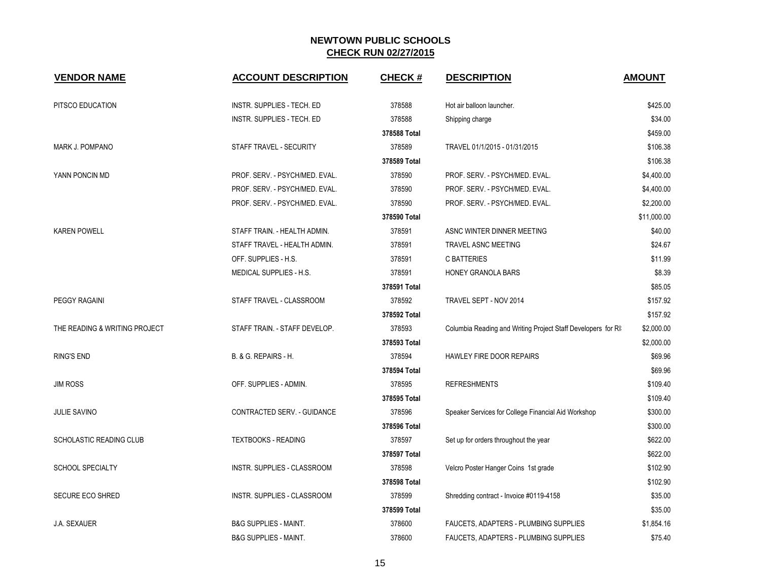# NEWTOWN PUBLIC SCHOOLS

## CHECK RUN 02/27/2015

| VENDOR NAME | ACCOUNT DESCRIPTION | CHECK # | DESCRIPTION | AMOUNT |
|---|---|---|---|---|
| PITSCO EDUCATION | INSTR. SUPPLIES - TECH. ED | 378588 | Hot air balloon launcher. | $425.00 |
| | INSTR. SUPPLIES - TECH. ED | 378588 | Shipping charge | $34.00 |
| | | **378588 Total** | | $459.00 |
| MARK J. POMPANO | STAFF TRAVEL - SECURITY | 378589 | TRAVEL 01/1/2015 - 01/31/2015 | $106.38 |
| | | **378589 Total** | | $106.38 |
| YANN PONCIN MD | PROF. SERV. - PSYCH/MED. EVAL. | 378590 | PROF. SERV. - PSYCH/MED. EVAL. | $4,400.00 |
| | PROF. SERV. - PSYCH/MED. EVAL. | 378590 | PROF. SERV. - PSYCH/MED. EVAL. | $4,400.00 |
| | PROF. SERV. - PSYCH/MED. EVAL. | 378590 | PROF. SERV. - PSYCH/MED. EVAL. | $2,200.00 |
| | | **378590 Total** | | $11,000.00 |
| KAREN POWELL | STAFF TRAIN. - HEALTH ADMIN. | 378591 | ASNC WINTER DINNER MEETING | $40.00 |
| | STAFF TRAVEL - HEALTH ADMIN. | 378591 | TRAVEL ASNC MEETING | $24.67 |
| | OFF. SUPPLIES - H.S. | 378591 | C BATTERIES | $11.99 |
| | MEDICAL SUPPLIES - H.S. | 378591 | HONEY GRANOLA BARS | $8.39 |
| | | **378591 Total** | | $85.05 |
| PEGGY RAGAINI | STAFF TRAVEL - CLASSROOM | 378592 | TRAVEL SEPT - NOV 2014 | $157.92 |
| | | **378592 Total** | | $157.92 |
| THE READING & WRITING PROJECT | STAFF TRAIN. - STAFF DEVELOP. | 378593 | Columbia Reading and Writing Project Staff Developers for RI | $2,000.00 |
| | | **378593 Total** | | $2,000.00 |
| RING'S END | B. & G. REPAIRS - H. | 378594 | HAWLEY FIRE DOOR REPAIRS | $69.96 |
| | | **378594 Total** | | $69.96 |
| JIM ROSS | OFF. SUPPLIES - ADMIN. | 378595 | REFRESHMENTS | $109.40 |
| | | **378595 Total** | | $109.40 |
| JULIE SAVINO | CONTRACTED SERV. - GUIDANCE | 378596 | Speaker Services for College Financial Aid Workshop | $300.00 |
| | | **378596 Total** | | $300.00 |
| SCHOLASTIC READING CLUB | TEXTBOOKS - READING | 378597 | Set up for orders throughout the year | $622.00 |
| | | **378597 Total** | | $622.00 |
| SCHOOL SPECIALTY | INSTR. SUPPLIES - CLASSROOM | 378598 | Velcro Poster Hanger Coins 1st grade | $102.90 |
| | | **378598 Total** | | $102.90 |
| SECURE ECO SHRED | INSTR. SUPPLIES - CLASSROOM | 378599 | Shredding contract - Invoice #0119-4158 | $35.00 |
| | | **378599 Total** | | $35.00 |
| J.A. SEXAUER | B&G SUPPLIES - MAINT. | 378600 | FAUCETS, ADAPTERS - PLUMBING SUPPLIES | $1,854.16 |
| | B&G SUPPLIES - MAINT. | 378600 | FAUCETS, ADAPTERS - PLUMBING SUPPLIES | $75.40 |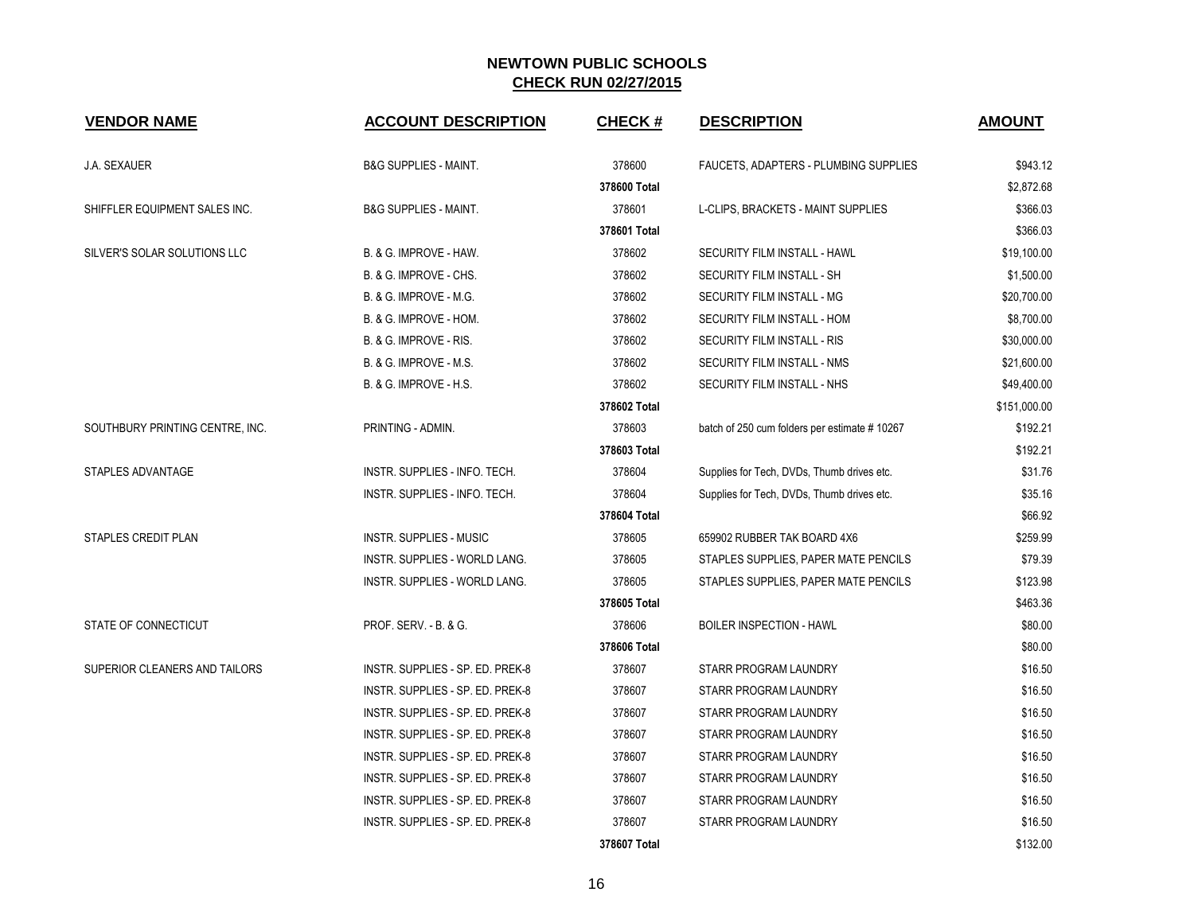## NEWTOWN PUBLIC SCHOOLS
## CHECK RUN 02/27/2015

| VENDOR NAME | ACCOUNT DESCRIPTION | CHECK # | DESCRIPTION | AMOUNT |
|---|---|---|---|---|
| J.A. SEXAUER | B&G SUPPLIES - MAINT. | 378600 | FAUCETS, ADAPTERS - PLUMBING SUPPLIES | $943.12 |
| | | **378600 Total** | | $2,872.68 |
| SHIFFLER EQUIPMENT SALES INC. | B&G SUPPLIES - MAINT. | 378601 | L-CLIPS, BRACKETS - MAINT SUPPLIES | $366.03 |
| | | **378601 Total** | | $366.03 |
| SILVER'S SOLAR SOLUTIONS LLC | B. & G. IMPROVE - HAW. | 378602 | SECURITY FILM INSTALL - HAWL | $19,100.00 |
| | B. & G. IMPROVE - CHS. | 378602 | SECURITY FILM INSTALL - SH | $1,500.00 |
| | B. & G. IMPROVE - M.G. | 378602 | SECURITY FILM INSTALL - MG | $20,700.00 |
| | B. & G. IMPROVE - HOM. | 378602 | SECURITY FILM INSTALL - HOM | $8,700.00 |
| | B. & G. IMPROVE - RIS. | 378602 | SECURITY FILM INSTALL - RIS | $30,000.00 |
| | B. & G. IMPROVE - M.S. | 378602 | SECURITY FILM INSTALL - NMS | $21,600.00 |
| | B. & G. IMPROVE - H.S. | 378602 | SECURITY FILM INSTALL - NHS | $49,400.00 |
| | | **378602 Total** | | $151,000.00 |
| SOUTHBURY PRINTING CENTRE, INC. | PRINTING - ADMIN. | 378603 | batch of 250 cum folders per estimate # 10267 | $192.21 |
| | | **378603 Total** | | $192.21 |
| STAPLES ADVANTAGE | INSTR. SUPPLIES - INFO. TECH. | 378604 | Supplies for Tech, DVDs, Thumb drives etc. | $31.76 |
| | INSTR. SUPPLIES - INFO. TECH. | 378604 | Supplies for Tech, DVDs, Thumb drives etc. | $35.16 |
| | | **378604 Total** | | $66.92 |
| STAPLES CREDIT PLAN | INSTR. SUPPLIES - MUSIC | 378605 | 659902 RUBBER TAK BOARD 4X6 | $259.99 |
| | INSTR. SUPPLIES - WORLD LANG. | 378605 | STAPLES SUPPLIES, PAPER MATE PENCILS | $79.39 |
| | INSTR. SUPPLIES - WORLD LANG. | 378605 | STAPLES SUPPLIES, PAPER MATE PENCILS | $123.98 |
| | | **378605 Total** | | $463.36 |
| STATE OF CONNECTICUT | PROF. SERV. - B. & G. | 378606 | BOILER INSPECTION - HAWL | $80.00 |
| | | **378606 Total** | | $80.00 |
| SUPERIOR CLEANERS AND TAILORS | INSTR. SUPPLIES - SP. ED. PREK-8 | 378607 | STARR PROGRAM LAUNDRY | $16.50 |
| | INSTR. SUPPLIES - SP. ED. PREK-8 | 378607 | STARR PROGRAM LAUNDRY | $16.50 |
| | INSTR. SUPPLIES - SP. ED. PREK-8 | 378607 | STARR PROGRAM LAUNDRY | $16.50 |
| | INSTR. SUPPLIES - SP. ED. PREK-8 | 378607 | STARR PROGRAM LAUNDRY | $16.50 |
| | INSTR. SUPPLIES - SP. ED. PREK-8 | 378607 | STARR PROGRAM LAUNDRY | $16.50 |
| | INSTR. SUPPLIES - SP. ED. PREK-8 | 378607 | STARR PROGRAM LAUNDRY | $16.50 |
| | INSTR. SUPPLIES - SP. ED. PREK-8 | 378607 | STARR PROGRAM LAUNDRY | $16.50 |
| | INSTR. SUPPLIES - SP. ED. PREK-8 | 378607 | STARR PROGRAM LAUNDRY | $16.50 |
| | | **378607 Total** | | $132.00 |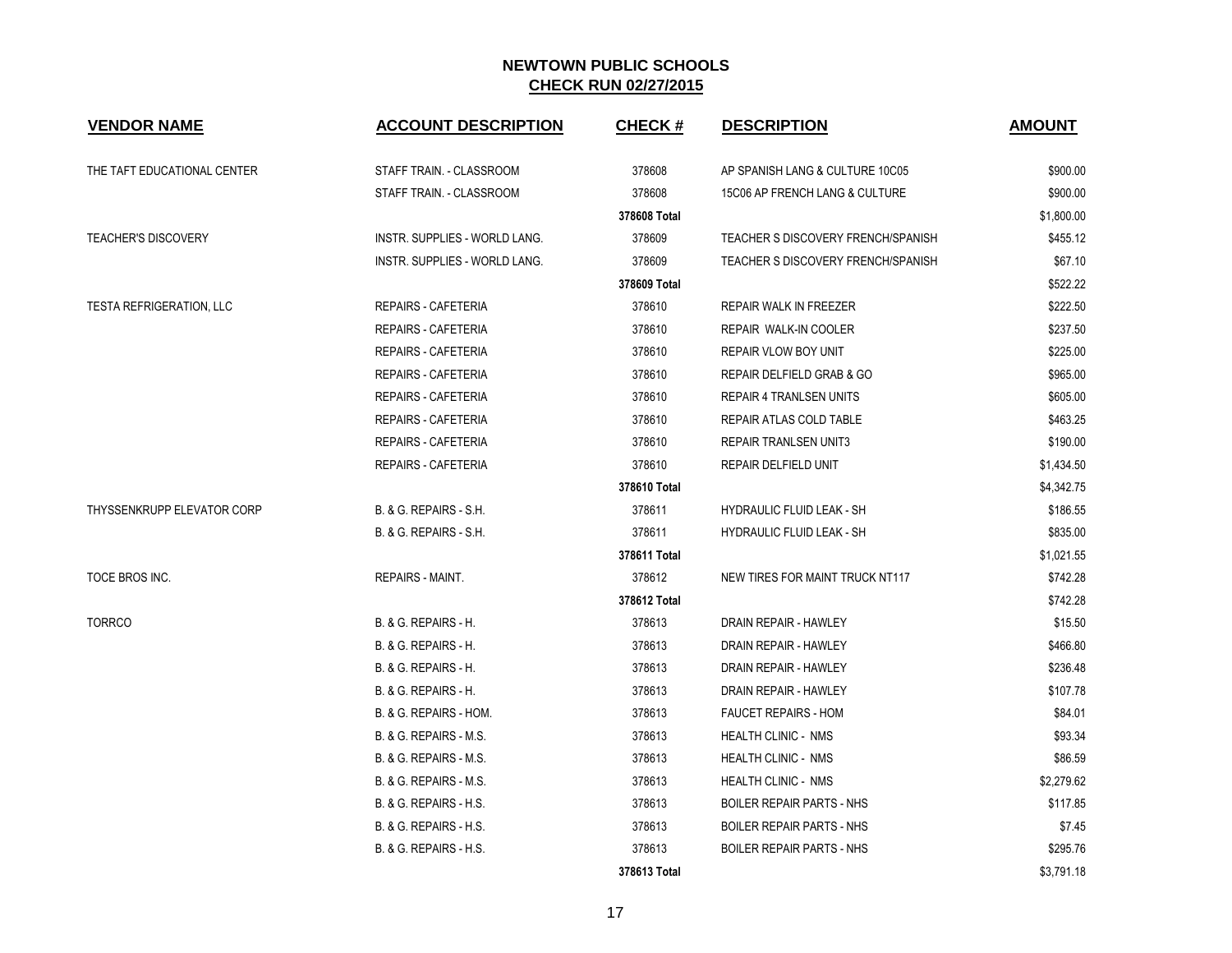# NEWTOWN PUBLIC SCHOOLS

## CHECK RUN 02/27/2015

| VENDOR NAME | ACCOUNT DESCRIPTION | CHECK # | DESCRIPTION | AMOUNT |
|---|---|---|---|---|
| THE TAFT EDUCATIONAL CENTER | STAFF TRAIN. - CLASSROOM | 378608 | AP SPANISH LANG & CULTURE 10C05 | $900.00 |
| | STAFF TRAIN. - CLASSROOM | 378608 | 15C06 AP FRENCH LANG & CULTURE | $900.00 |
| | | **378608 Total** | | $1,800.00 |
| TEACHER'S DISCOVERY | INSTR. SUPPLIES - WORLD LANG. | 378609 | TEACHER S DISCOVERY FRENCH/SPANISH | $455.12 |
| | INSTR. SUPPLIES - WORLD LANG. | 378609 | TEACHER S DISCOVERY FRENCH/SPANISH | $67.10 |
| | | **378609 Total** | | $522.22 |
| TESTA REFRIGERATION, LLC | REPAIRS - CAFETERIA | 378610 | REPAIR WALK IN FREEZER | $222.50 |
| | REPAIRS - CAFETERIA | 378610 | REPAIR WALK-IN COOLER | $237.50 |
| | REPAIRS - CAFETERIA | 378610 | REPAIR VLOW BOY UNIT | $225.00 |
| | REPAIRS - CAFETERIA | 378610 | REPAIR DELFIELD GRAB & GO | $965.00 |
| | REPAIRS - CAFETERIA | 378610 | REPAIR 4 TRANLSEN UNITS | $605.00 |
| | REPAIRS - CAFETERIA | 378610 | REPAIR ATLAS COLD TABLE | $463.25 |
| | REPAIRS - CAFETERIA | 378610 | REPAIR TRANLSEN UNIT3 | $190.00 |
| | REPAIRS - CAFETERIA | 378610 | REPAIR DELFIELD UNIT | $1,434.50 |
| | | **378610 Total** | | $4,342.75 |
| THYSSENKRUPP ELEVATOR CORP | B. & G. REPAIRS - S.H. | 378611 | HYDRAULIC FLUID LEAK - SH | $186.55 |
| | B. & G. REPAIRS - S.H. | 378611 | HYDRAULIC FLUID LEAK - SH | $835.00 |
| | | **378611 Total** | | $1,021.55 |
| TOCE BROS INC. | REPAIRS - MAINT. | 378612 | NEW TIRES FOR MAINT TRUCK NT117 | $742.28 |
| | | **378612 Total** | | $742.28 |
| TORRCO | B. & G. REPAIRS - H. | 378613 | DRAIN REPAIR - HAWLEY | $15.50 |
| | B. & G. REPAIRS - H. | 378613 | DRAIN REPAIR - HAWLEY | $466.80 |
| | B. & G. REPAIRS - H. | 378613 | DRAIN REPAIR - HAWLEY | $236.48 |
| | B. & G. REPAIRS - H. | 378613 | DRAIN REPAIR - HAWLEY | $107.78 |
| | B. & G. REPAIRS - HOM. | 378613 | FAUCET REPAIRS - HOM | $84.01 |
| | B. & G. REPAIRS - M.S. | 378613 | HEALTH CLINIC - NMS | $93.34 |
| | B. & G. REPAIRS - M.S. | 378613 | HEALTH CLINIC - NMS | $86.59 |
| | B. & G. REPAIRS - M.S. | 378613 | HEALTH CLINIC - NMS | $2,279.62 |
| | B. & G. REPAIRS - H.S. | 378613 | BOILER REPAIR PARTS - NHS | $117.85 |
| | B. & G. REPAIRS - H.S. | 378613 | BOILER REPAIR PARTS - NHS | $7.45 |
| | B. & G. REPAIRS - H.S. | 378613 | BOILER REPAIR PARTS - NHS | $295.76 |
| | | **378613 Total** | | $3,791.18 |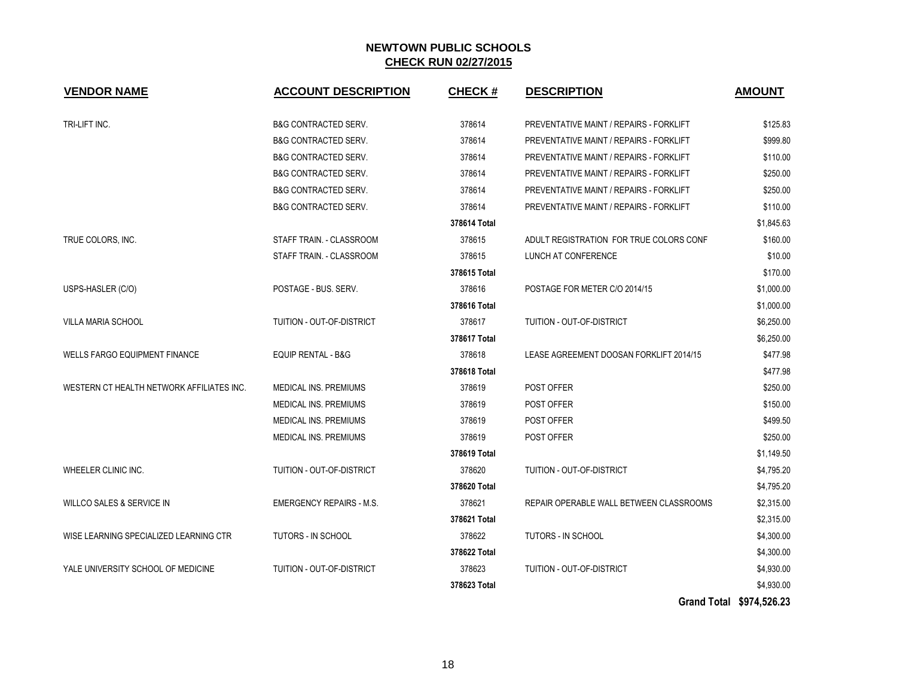# NEWTOWN PUBLIC SCHOOLS

## CHECK RUN 02/27/2015

| VENDOR NAME | ACCOUNT DESCRIPTION | CHECK # | DESCRIPTION | AMOUNT |
|---|---|---|---|---|
| TRI-LIFT INC. | B&G CONTRACTED SERV. | 378614 | PREVENTATIVE MAINT / REPAIRS - FORKLIFT | $125.83 |
| | B&G CONTRACTED SERV. | 378614 | PREVENTATIVE MAINT / REPAIRS - FORKLIFT | $999.80 |
| | B&G CONTRACTED SERV. | 378614 | PREVENTATIVE MAINT / REPAIRS - FORKLIFT | $110.00 |
| | B&G CONTRACTED SERV. | 378614 | PREVENTATIVE MAINT / REPAIRS - FORKLIFT | $250.00 |
| | B&G CONTRACTED SERV. | 378614 | PREVENTATIVE MAINT / REPAIRS - FORKLIFT | $250.00 |
| | B&G CONTRACTED SERV. | 378614 | PREVENTATIVE MAINT / REPAIRS - FORKLIFT | $110.00 |
| | | **378614 Total** | | $1,845.63 |
| TRUE COLORS, INC. | STAFF TRAIN. - CLASSROOM | 378615 | ADULT REGISTRATION FOR TRUE COLORS CONF | $160.00 |
| | STAFF TRAIN. - CLASSROOM | 378615 | LUNCH AT CONFERENCE | $10.00 |
| | | **378615 Total** | | $170.00 |
| USPS-HASLER (C/O) | POSTAGE - BUS. SERV. | 378616 | POSTAGE FOR METER C/O 2014/15 | $1,000.00 |
| | | **378616 Total** | | $1,000.00 |
| VILLA MARIA SCHOOL | TUITION - OUT-OF-DISTRICT | 378617 | TUITION - OUT-OF-DISTRICT | $6,250.00 |
| | | **378617 Total** | | $6,250.00 |
| WELLS FARGO EQUIPMENT FINANCE | EQUIP RENTAL - B&G | 378618 | LEASE AGREEMENT DOOSAN FORKLIFT 2014/15 | $477.98 |
| | | **378618 Total** | | $477.98 |
| WESTERN CT HEALTH NETWORK AFFILIATES INC. | MEDICAL INS. PREMIUMS | 378619 | POST OFFER | $250.00 |
| | MEDICAL INS. PREMIUMS | 378619 | POST OFFER | $150.00 |
| | MEDICAL INS. PREMIUMS | 378619 | POST OFFER | $499.50 |
| | MEDICAL INS. PREMIUMS | 378619 | POST OFFER | $250.00 |
| | | **378619 Total** | | $1,149.50 |
| WHEELER CLINIC INC. | TUITION - OUT-OF-DISTRICT | 378620 | TUITION - OUT-OF-DISTRICT | $4,795.20 |
| | | **378620 Total** | | $4,795.20 |
| WILLCO SALES & SERVICE IN | EMERGENCY REPAIRS - M.S. | 378621 | REPAIR OPERABLE WALL BETWEEN CLASSROOMS | $2,315.00 |
| | | **378621 Total** | | $2,315.00 |
| WISE LEARNING SPECIALIZED LEARNING CTR | TUTORS - IN SCHOOL | 378622 | TUTORS - IN SCHOOL | $4,300.00 |
| | | **378622 Total** | | $4,300.00 |
| YALE UNIVERSITY SCHOOL OF MEDICINE | TUITION - OUT-OF-DISTRICT | 378623 | TUITION - OUT-OF-DISTRICT | $4,930.00 |
| | | **378623 Total** | | $4,930.00 |
| | | | **Grand Total** | **$974,526.23** |